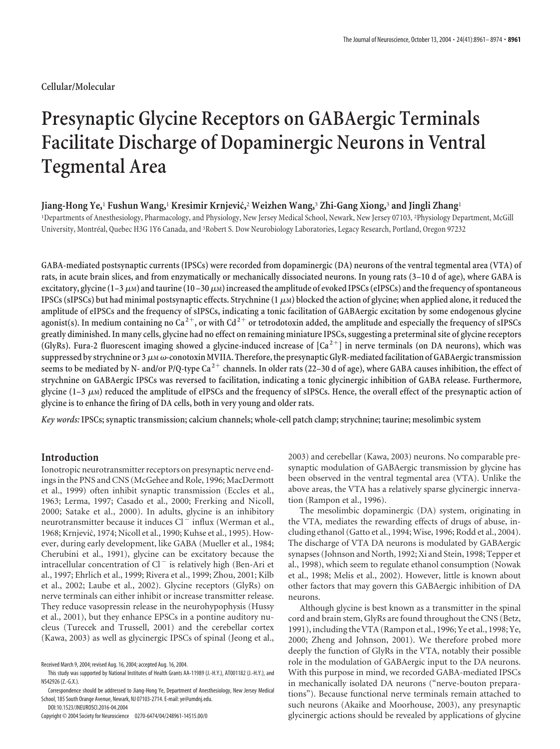Cellular/Molecular

# Presynaptic Glycine Receptors on GABAergic Terminals Facilitate Discharge of Dopaminergic Neurons in Ventral Tegmental Area

**Jiang-Hong Ye,[1] Fushun Wang,[1] Kresimir Krnjević,[2] Weizhen Wang,[3] Zhi-Gang Xiong,[3] and Jingli Zhang[1]**

[1]Departments of Anesthesiology, Pharmacology, and Physiology, New Jersey Medical School, Newark, New Jersey 07103, [2]Physiology Department, McGill University, Montréal, Quebec H3G 1Y6 Canada, and [3]Robert S. Dow Neurobiology Laboratories, Legacy Research, Portland, Oregon 97232

**GABA-mediated postsynaptic currents (IPSCs) were recorded from dopaminergic (DA) neurons of the ventral tegmental area (VTA) of rats, in acute brain slices, and from enzymatically or mechanically dissociated neurons. In young rats (3–10 d of age), where GABA is excitatory, glycine (1–3 μM) and taurine (10–30 μM) increased the amplitude of evoked IPSCs (eIPSCs) and the frequency of spontaneous IPSCs (sIPSCs) but had minimal postsynaptic effects. Strychnine (1 μM) blocked the action of glycine; when applied alone, it reduced the amplitude of eIPSCs and the frequency of sIPSCs, indicating a tonic facilitation of GABAergic excitation by some endogenous glycine agonist(s). In medium containing no $Ca^{2+}$, or with $Cd^{2+}$ or tetrodotoxin added, the amplitude and especially the frequency of sIPSCs greatly diminished. In many cells, glycine had no effect on remaining miniature IPSCs, suggesting a preterminal site of glycine receptors (GlyRs). Fura-2 fluorescent imaging showed a glycine-induced increase of $[Ca^{2+}]$ in nerve terminals (on DA neurons), which was suppressed by strychnine or 3 μM ω-conotoxin MVIIA. Therefore, the presynaptic GlyR-mediated facilitation of GABAergic transmission seems to be mediated by N- and/or P/Q-type $Ca^{2+}$ channels. In older rats (22–30 d of age), where GABA causes inhibition, the effect of strychnine on GABAergic sIPSCs was reversed to facilitation, indicating a tonic glycinergic inhibition of GABA release. Furthermore, glycine (1–3 μM) reduced the amplitude of eIPSCs and the frequency of sIPSCs. Hence, the overall effect of the presynaptic action of glycine is to enhance the firing of DA cells, both in very young and older rats.**

*Key words:* **IPSCs; synaptic transmission; calcium channels; whole-cell patch clamp; strychnine; taurine; mesolimbic system**

## Introduction

Ionotropic neurotransmitter receptors on presynaptic nerve endings in the PNS and CNS (McGehee and Role, 1996; MacDermott et al., 1999) often inhibit synaptic transmission (Eccles et al., 1963; Lerma, 1997; Casado et al., 2000; Frerking and Nicoll, 2000; Satake et al., 2000). In adults, glycine is an inhibitory neurotransmitter because it induces $Cl^-$ influx (Werman et al., 1968; Krnjević, 1974; Nicoll et al., 1990; Kuhse et al., 1995). However, during early development, like GABA (Mueller et al., 1984; Cherubini et al., 1991), glycine can be excitatory because the intracellular concentration of $Cl^-$ is relatively high (Ben-Ari et al., 1997; Ehrlich et al., 1999; Rivera et al., 1999; Zhou, 2001; Kilb et al., 2002; Laube et al., 2002). Glycine receptors (GlyRs) on nerve terminals can either inhibit or increase transmitter release. They reduce vasopressin release in the neurohypophysis (Hussy et al., 2001), but they enhance EPSCs in a pontine auditory nucleus (Turecek and Trussell, 2001) and the cerebellar cortex (Kawa, 2003) as well as glycinergic IPSCs of spinal (Jeong et al., 2003) and cerebellar (Kawa, 2003) neurons. No comparable presynaptic modulation of GABAergic transmission by glycine has been observed in the ventral tegmental area (VTA). Unlike the above areas, the VTA has a relatively sparse glycinergic innervation (Rampon et al., 1996).

The mesolimbic dopaminergic (DA) system, originating in the VTA, mediates the rewarding effects of drugs of abuse, including ethanol (Gatto et al., 1994; Wise, 1996; Rodd et al., 2004). The discharge of VTA DA neurons is modulated by GABAergic synapses (Johnson and North, 1992; Xi and Stein, 1998; Tepper et al., 1998), which seem to regulate ethanol consumption (Nowak et al., 1998; Melis et al., 2002). However, little is known about other factors that may govern this GABAergic inhibition of DA neurons.

Although glycine is best known as a transmitter in the spinal cord and brain stem, GlyRs are found throughout the CNS (Betz, 1991), including the VTA (Rampon et al., 1996; Ye et al., 1998; Ye, 2000; Zheng and Johnson, 2001). We therefore probed more deeply the function of GlyRs in the VTA, notably their possible role in the modulation of GABAergic input to the DA neurons. With this purpose in mind, we recorded GABA-mediated IPSCs in mechanically isolated DA neurons ("nerve-bouton preparations"). Because functional nerve terminals remain attached to such neurons (Akaike and Moorhouse, 2003), any presynaptic glycinergic actions should be revealed by applications of glycine

Received March 9, 2004; revised Aug. 16, 2004; accepted Aug. 16, 2004.

This study was supported by National Institutes of Health Grants AA-11989 (J.-H.Y.), AT001182 (J.-H.Y.), and NS42926 (Z.-G.X.).

Correspondence should be addressed to Jiang-Hong Ye, Department of Anesthesiology, New Jersey Medical School, 185 South Orange Avenue, Newark, NJ 07103-2714. E-mail: ye@umdnj.edu.

DOI:10.1523/JNEUROSCI.2016-04.2004

Copyright © 2004 Society for Neuroscience 0270-6474/04/248961-14$15.00/0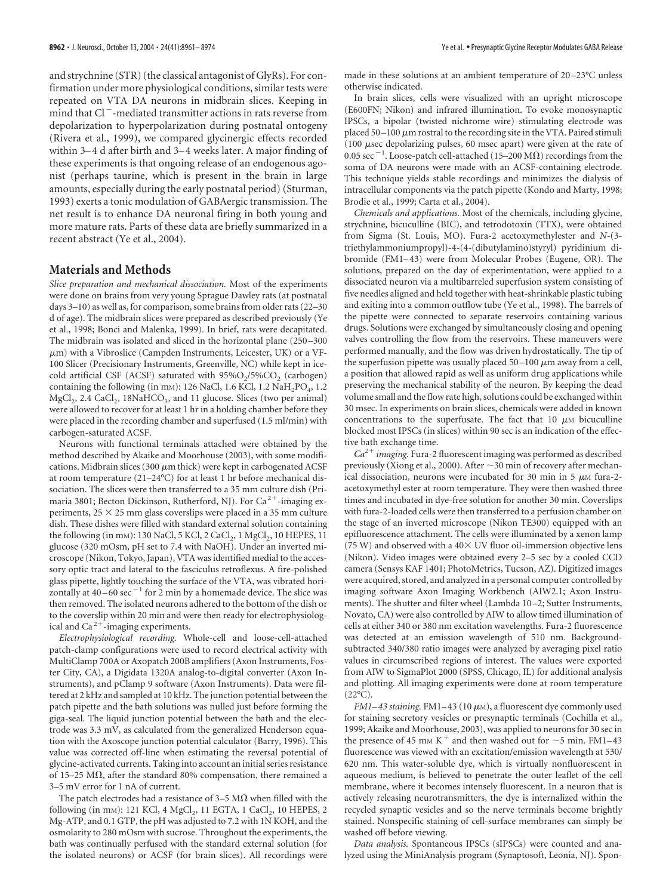and strychnine (STR) (the classical antagonist of GlyRs). For confirmation under more physiological conditions, similar tests were repeated on VTA DA neurons in midbrain slices. Keeping in mind that $Cl^-$-mediated transmitter actions in rats reverse from depolarization to hyperpolarization during postnatal ontogeny (Rivera et al., 1999), we compared glycinergic effects recorded within 3–4 d after birth and 3–4 weeks later. A major finding of these experiments is that ongoing release of an endogenous agonist (perhaps taurine, which is present in the brain in large amounts, especially during the early postnatal period) (Sturman, 1993) exerts a tonic modulation of GABAergic transmission. The net result is to enhance DA neuronal firing in both young and more mature rats. Parts of these data are briefly summarized in a recent abstract (Ye et al., 2004).

## Materials and Methods

*Slice preparation and mechanical dissociation.* Most of the experiments were done on brains from very young Sprague Dawley rats (at postnatal days 3–10) as well as, for comparison, some brains from older rats (22–30 d of age). The midbrain slices were prepared as described previously (Ye et al., 1998; Bonci and Malenka, 1999). In brief, rats were decapitated. The midbrain was isolated and sliced in the horizontal plane (250–300 μm) with a Vibroslice (Campden Instruments, Leicester, UK) or a VF-100 Slicer (Precisionary Instruments, Greenville, NC) while kept in ice-cold artificial CSF (ACSF) saturated with 95%$O_2$/5%$CO_2$ (carbogen) containing the following (in mM): 126 NaCl, 1.6 KCl, 1.2 $NaH_2PO_4$, 1.2 $MgCl_2$, 2.4 $CaCl_2$, 18NaHCO$_3$, and 11 glucose. Slices (two per animal) were allowed to recover for at least 1 hr in a holding chamber before they were placed in the recording chamber and superfused (1.5 ml/min) with carbogen-saturated ACSF.

Neurons with functional terminals attached were obtained by the method described by Akaike and Moorhouse (2003), with some modifications. Midbrain slices (300 μm thick) were kept in carbogenated ACSF at room temperature (21–24°C) for at least 1 hr before mechanical dissociation. The slices were then transferred to a 35 mm culture dish (Primaria 3801; Becton Dickinson, Rutherford, NJ). For $Ca^{2+}$-imaging experiments, 25 × 25 mm glass coverslips were placed in a 35 mm culture dish. These dishes were filled with standard external solution containing the following (in mM): 130 NaCl, 5 KCl, 2 $CaCl_2$, 1 $MgCl_2$, 10 HEPES, 11 glucose (320 mOsm, pH set to 7.4 with NaOH). Under an inverted microscope (Nikon, Tokyo, Japan), VTA was identified medial to the accessory optic tract and lateral to the fasciculus retroflexus. A fire-polished glass pipette, lightly touching the surface of the VTA, was vibrated horizontally at 40–60 $sec^{-1}$ for 2 min by a homemade device. The slice was then removed. The isolated neurons adhered to the bottom of the dish or to the coverslip within 20 min and were then ready for electrophysiological and $Ca^{2+}$-imaging experiments.

*Electrophysiological recording.* Whole-cell and loose-cell-attached patch-clamp configurations were used to record electrical activity with MultiClamp 700A or Axopatch 200B amplifiers (Axon Instruments, Foster City, CA), a Digidata 1320A analog-to-digital converter (Axon Instruments), and pClamp 9 software (Axon Instruments). Data were filtered at 2 kHz and sampled at 10 kHz. The junction potential between the patch pipette and the bath solutions was nulled just before forming the giga-seal. The liquid junction potential between the bath and the electrode was 3.3 mV, as calculated from the generalized Henderson equation with the Axoscope junction potential calculator (Barry, 1996). This value was corrected off-line when estimating the reversal potential of glycine-activated currents. Taking into account an initial series resistance of 15–25 MΩ, after the standard 80% compensation, there remained a 3–5 mV error for 1 nA of current.

The patch electrodes had a resistance of 3–5 MΩ when filled with the following (in mM): 121 KCl, 4 $MgCl_2$, 11 EGTA, 1 $CaCl_2$, 10 HEPES, 2 Mg-ATP, and 0.1 GTP, the pH was adjusted to 7.2 with 1N KOH, and the osmolarity to 280 mOsm with sucrose. Throughout the experiments, the bath was continually perfused with the standard external solution (for the isolated neurons) or ACSF (for brain slices). All recordings were made in these solutions at an ambient temperature of 20–23°C unless otherwise indicated.

In brain slices, cells were visualized with an upright microscope (E600FN; Nikon) and infrared illumination. To evoke monosynaptic IPSCs, a bipolar (twisted nichrome wire) stimulating electrode was placed 50–100 μm rostral to the recording site in the VTA. Paired stimuli (100 μsec depolarizing pulses, 60 msec apart) were given at the rate of 0.05 $sec^{-1}$. Loose-patch cell-attached (15–200 MΩ) recordings from the soma of DA neurons were made with an ACSF-containing electrode. This technique yields stable recordings and minimizes the dialysis of intracellular components via the patch pipette (Kondo and Marty, 1998; Brodie et al., 1999; Carta et al., 2004).

*Chemicals and applications.* Most of the chemicals, including glycine, strychnine, bicuculline (BIC), and tetrodotoxin (TTX), were obtained from Sigma (St. Louis, MO). Fura-2 acetoxymethylester and N-(3-triethylammoniumpropyl)-4-(4-(dibutylamino)styryl) pyridinium dibromide (FM1–43) were from Molecular Probes (Eugene, OR). The solutions, prepared on the day of experimentation, were applied to a dissociated neuron via a multibarreled superfusion system consisting of five needles aligned and held together with heat-shrinkable plastic tubing and exiting into a common outflow tube (Ye et al., 1998). The barrels of the pipette were connected to separate reservoirs containing various drugs. Solutions were exchanged by simultaneously closing and opening valves controlling the flow from the reservoirs. These maneuvers were performed manually, and the flow was driven hydrostatically. The tip of the superfusion pipette was usually placed 50–100 μm away from a cell, a position that allowed rapid as well as uniform drug applications while preserving the mechanical stability of the neuron. By keeping the dead volume small and the flow rate high, solutions could be exchanged within 30 msec. In experiments on brain slices, chemicals were added in known concentrations to the superfusate. The fact that 10 μM bicuculline blocked most IPSCs (in slices) within 90 sec is an indication of the effective bath exchange time.

*$Ca^{2+}$ imaging.* Fura-2 fluorescent imaging was performed as described previously (Xiong et al., 2000). After ~30 min of recovery after mechanical dissociation, neurons were incubated for 30 min in 5 μM fura-2-acetoxymethyl ester at room temperature. They were then washed three times and incubated in dye-free solution for another 30 min. Coverslips with fura-2-loaded cells were then transferred to a perfusion chamber on the stage of an inverted microscope (Nikon TE300) equipped with an epifluorescence attachment. The cells were illuminated by a xenon lamp (75 W) and observed with a 40× UV fluor oil-immersion objective lens (Nikon). Video images were obtained every 2–5 sec by a cooled CCD camera (Sensys KAF 1401; PhotoMetrics, Tucson, AZ). Digitized images were acquired, stored, and analyzed in a personal computer controlled by imaging software Axon Imaging Workbench (AIW2.1; Axon Instruments). The shutter and filter wheel (Lambda 10–2; Sutter Instruments, Novato, CA) were also controlled by AIW to allow timed illumination of cells at either 340 or 380 nm excitation wavelengths. Fura-2 fluorescence was detected at an emission wavelength of 510 nm. Background-subtracted 340/380 ratio images were analyzed by averaging pixel ratio values in circumscribed regions of interest. The values were exported from AIW to SigmaPlot 2000 (SPSS, Chicago, IL) for additional analysis and plotting. All imaging experiments were done at room temperature (22°C).

*FM1–43 staining.* FM1–43 (10 μM), a fluorescent dye commonly used for staining secretory vesicles or presynaptic terminals (Cochilla et al., 1999; Akaike and Moorhouse, 2003), was applied to neurons for 30 sec in the presence of 45 mM $K^+$ and then washed out for ~5 min. FM1–43 fluorescence was viewed with an excitation/emission wavelength at 530/620 nm. This water-soluble dye, which is virtually nonfluorescent in aqueous medium, is believed to penetrate the outer leaflet of the cell membrane, where it becomes intensely fluorescent. In a neuron that is actively releasing neurotransmitters, the dye is internalized within the recycled synaptic vesicles and so the nerve terminals become brightly stained. Nonspecific staining of cell-surface membranes can simply be washed off before viewing.

*Data analysis.* Spontaneous IPSCs (sIPSCs) were counted and analyzed using the MiniAnalysis program (Synaptosoft, Leonia, NJ). Spon-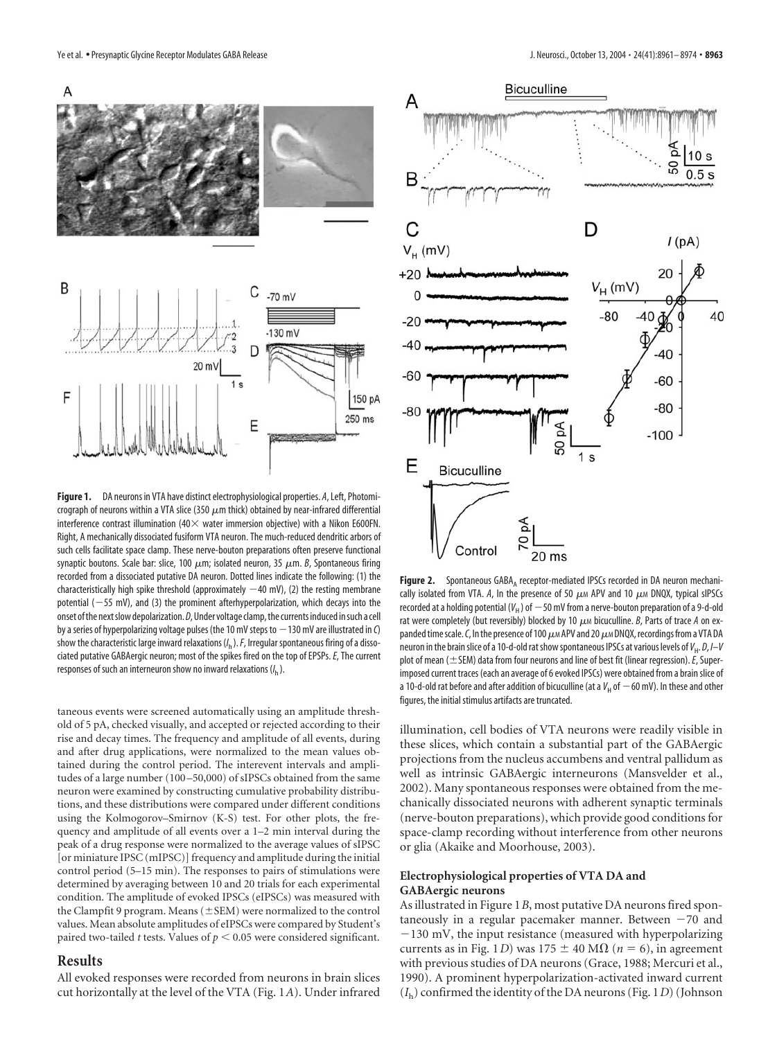**Figure 1.** DA neurons in VTA have distinct electrophysiological properties. *A*, Left, Photomicrograph of neurons within a VTA slice (350 μm thick) obtained by near-infrared differential interference contrast illumination (40× water immersion objective) with a Nikon E600FN. Right, A mechanically dissociated fusiform VTA neuron. The much-reduced dendritic arbors of such cells facilitate space clamp. These nerve-bouton preparations often preserve functional synaptic boutons. Scale bar: slice, 100 μm; isolated neuron, 35 μm. *B*, Spontaneous firing recorded from a dissociated putative DA neuron. Dotted lines indicate the following: (1) the characteristically high spike threshold (approximately −40 mV), (2) the resting membrane potential (−55 mV), and (3) the prominent afterhyperpolarization, which decays into the onset of the next slow depolarization. *D*, Under voltage clamp, the currents induced in such a cell by a series of hyperpolarizing voltage pulses (the 10 mV steps to −130 mV are illustrated in *C*) show the characteristic large inward relaxations ($I_h$). *F*, Irregular spontaneous firing of a dissociated putative GABAergic neuron; most of the spikes fired on the top of EPSPs. *E*, The current responses of such an interneuron show no inward relaxations ($I_h$).

**Figure 2.** Spontaneous $GABA_A$ receptor-mediated IPSCs recorded in DA neuron mechanically isolated from VTA. *A*, In the presence of 50 μM APV and 10 μM DNQX, typical sIPSCs recorded at a holding potential ($V_H$) of −50 mV from a nerve-bouton preparation of a 9-d-old rat were completely (but reversibly) blocked by 10 μM bicuculline. *B*, Parts of trace *A* on expanded time scale. *C*, In the presence of 100 μM APV and 20 μM DNQX, recordings from a VTA DA neuron in the brain slice of a 10-d-old rat show spontaneous IPSCs at various levels of $V_H$. *D*, *I–V* plot of mean (±SEM) data from four neurons and line of best fit (linear regression). *E*, Superimposed current traces (each an average of 6 evoked IPSCs) were obtained from a brain slice of a 10-d-old rat before and after addition of bicuculline (at a $V_H$ of −60 mV). In these and other figures, the initial stimulus artifacts are truncated.

taneous events were screened automatically using an amplitude threshold of 5 pA, checked visually, and accepted or rejected according to their rise and decay times. The frequency and amplitude of all events, during and after drug applications, were normalized to the mean values obtained during the control period. The interevent intervals and amplitudes of a large number (100–50,000) of sIPSCs obtained from the same neuron were examined by constructing cumulative probability distributions, and these distributions were compared under different conditions using the Kolmogorov–Smirnov (K-S) test. For other plots, the frequency and amplitude of all events over a 1–2 min interval during the peak of a drug response were normalized to the average values of sIPSC [or miniature IPSC (mIPSC)] frequency and amplitude during the initial control period (5–15 min). The responses to pairs of stimulations were determined by averaging between 10 and 20 trials for each experimental condition. The amplitude of evoked IPSCs (eIPSCs) was measured with the Clampfit 9 program. Means (±SEM) were normalized to the control values. Mean absolute amplitudes of eIPSCs were compared by Student's paired two-tailed *t* tests. Values of $p < 0.05$ were considered significant.

## Results

All evoked responses were recorded from neurons in brain slices cut horizontally at the level of the VTA (Fig. 1*A*). Under infrared illumination, cell bodies of VTA neurons were readily visible in these slices, which contain a substantial part of the GABAergic projections from the nucleus accumbens and ventral pallidum as well as intrinsic GABAergic interneurons (Mansvelder et al., 2002). Many spontaneous responses were obtained from the mechanically dissociated neurons with adherent synaptic terminals (nerve-bouton preparations), which provide good conditions for space-clamp recording without interference from other neurons or glia (Akaike and Moorhouse, 2003).

### Electrophysiological properties of VTA DA and GABAergic neurons

As illustrated in Figure 1*B*, most putative DA neurons fired spontaneously in a regular pacemaker manner. Between −70 and −130 mV, the input resistance (measured with hyperpolarizing currents as in Fig. 1*D*) was 175 ± 40 MΩ ($n = 6$), in agreement with previous studies of DA neurons (Grace, 1988; Mercuri et al., 1990). A prominent hyperpolarization-activated inward current ($I_h$) confirmed the identity of the DA neurons (Fig. 1*D*) (Johnson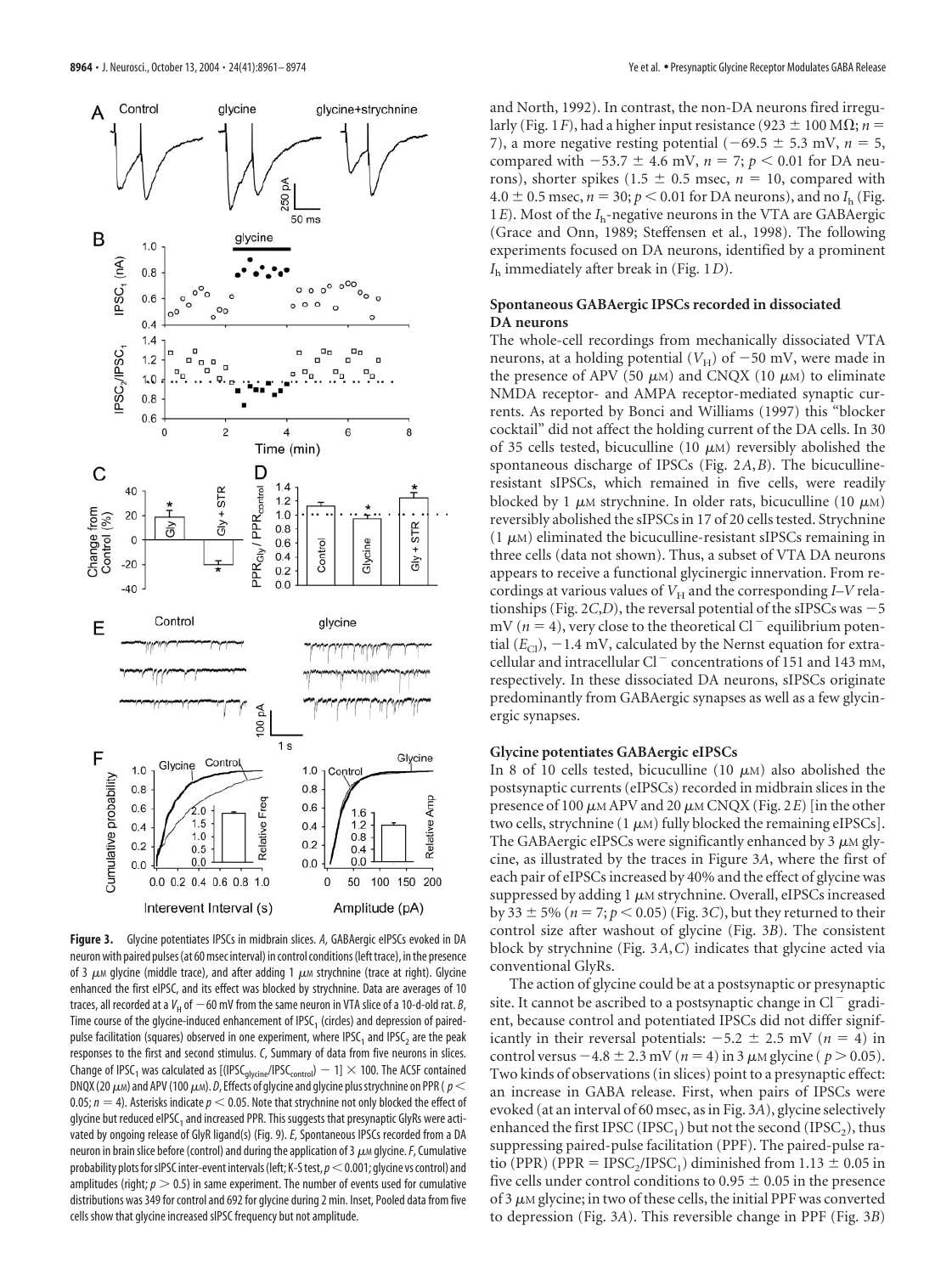**Figure 3.** Glycine potentiates IPSCs in midbrain slices. *A*, GABAergic eIPSCs evoked in DA neuron with paired pulses (at 60 msec interval) in control conditions (left trace), in the presence of 3 μM glycine (middle trace), and after adding 1 μM strychnine (trace at right). Glycine enhanced the first eIPSC, and its effect was blocked by strychnine. Data are averages of 10 traces, all recorded at a $V_H$ of −60 mV from the same neuron in VTA slice of a 10-d-old rat. *B*, Time course of the glycine-induced enhancement of $IPSC_1$ (circles) and depression of paired-pulse facilitation (squares) observed in one experiment, where $IPSC_1$ and $IPSC_2$ are the peak responses to the first and second stimulus. *C*, Summary of data from five neurons in slices. Change of $IPSC_1$ was calculated as $[(IPSC_{glycine}/IPSC_{control}) - 1] \times 100$. The ACSF contained DNQX (20 μM) and APV (100 μM). *D*, Effects of glycine and glycine plus strychnine on PPR ($p < 0.05$; $n = 4$). Asterisks indicate $p < 0.05$. Note that strychnine not only blocked the effect of glycine but reduced $eIPSC_1$ and increased PPR. This suggests that presynaptic GlyRs were activated by ongoing release of GlyR ligand(s) (Fig. 9). *E*, Spontaneous IPSCs recorded from a DA neuron in brain slice before (control) and during the application of 3 μM glycine. *F*, Cumulative probability plots for sIPSC inter-event intervals (left; K-S test, $p < 0.001$; glycine vs control) and amplitudes (right; $p > 0.5$) in same experiment. The number of events used for cumulative distributions was 349 for control and 692 for glycine during 2 min. Inset, Pooled data from five cells show that glycine increased sIPSC frequency but not amplitude.

and North, 1992). In contrast, the non-DA neurons fired irregularly (Fig. 1*F*), had a higher input resistance (923 ± 100 MΩ; $n = 7$), a more negative resting potential (−69.5 ± 5.3 mV, $n = 5$, compared with −53.7 ± 4.6 mV, $n = 7$; $p < 0.01$ for DA neurons), shorter spikes (1.5 ± 0.5 msec, $n = 10$, compared with 4.0 ± 0.5 msec, $n = 30$; $p < 0.01$ for DA neurons), and no $I_h$ (Fig. 1*E*). Most of the $I_h$-negative neurons in the VTA are GABAergic (Grace and Onn, 1989; Steffensen et al., 1998). The following experiments focused on DA neurons, identified by a prominent $I_h$ immediately after break in (Fig. 1*D*).

### Spontaneous GABAergic IPSCs recorded in dissociated DA neurons

The whole-cell recordings from mechanically dissociated VTA neurons, at a holding potential ($V_H$) of −50 mV, were made in the presence of APV (50 μM) and CNQX (10 μM) to eliminate NMDA receptor- and AMPA receptor-mediated synaptic currents. As reported by Bonci and Williams (1997) this "blocker cocktail" did not affect the holding current of the DA cells. In 30 of 35 cells tested, bicuculline (10 μM) reversibly abolished the spontaneous discharge of IPSCs (Fig. 2*A*,*B*). The bicuculline-resistant sIPSCs, which remained in five cells, were readily blocked by 1 μM strychnine. In older rats, bicuculline (10 μM) reversibly abolished the sIPSCs in 17 of 20 cells tested. Strychnine (1 μM) eliminated the bicuculline-resistant sIPSCs remaining in three cells (data not shown). Thus, a subset of VTA DA neurons appears to receive a functional glycinergic innervation. From recordings at various values of $V_H$ and the corresponding *I–V* relationships (Fig. 2*C*,*D*), the reversal potential of the sIPSCs was −5 mV ($n = 4$), very close to the theoretical $Cl^-$ equilibrium potential ($E_{Cl}$), −1.4 mV, calculated by the Nernst equation for extracellular and intracellular $Cl^-$ concentrations of 151 and 143 mM, respectively. In these dissociated DA neurons, sIPSCs originate predominantly from GABAergic synapses as well as a few glycinergic synapses.

### Glycine potentiates GABAergic eIPSCs

In 8 of 10 cells tested, bicuculline (10 μM) also abolished the postsynaptic currents (eIPSCs) recorded in midbrain slices in the presence of 100 μM APV and 20 μM CNQX (Fig. 2*E*) [in the other two cells, strychnine (1 μM) fully blocked the remaining eIPSCs]. The GABAergic eIPSCs were significantly enhanced by 3 μM glycine, as illustrated by the traces in Figure 3*A*, where the first of each pair of eIPSCs increased by 40% and the effect of glycine was suppressed by adding 1 μM strychnine. Overall, eIPSCs increased by 33 ± 5% ($n = 7$; $p < 0.05$) (Fig. 3*C*), but they returned to their control size after washout of glycine (Fig. 3*B*). The consistent block by strychnine (Fig. 3*A*,*C*) indicates that glycine acted via conventional GlyRs.

The action of glycine could be at a postsynaptic or presynaptic site. It cannot be ascribed to a postsynaptic change in $Cl^-$ gradient, because control and potentiated IPSCs did not differ significantly in their reversal potentials: −5.2 ± 2.5 mV ($n = 4$) in control versus −4.8 ± 2.3 mV ($n = 4$) in 3 μM glycine ($p > 0.05$). Two kinds of observations (in slices) point to a presynaptic effect: an increase in GABA release. First, when pairs of IPSCs were evoked (at an interval of 60 msec, as in Fig. 3*A*), glycine selectively enhanced the first IPSC ($IPSC_1$) but not the second ($IPSC_2$), thus suppressing paired-pulse facilitation (PPF). The paired-pulse ratio (PPR) ($PPR = IPSC_2/IPSC_1$) diminished from 1.13 ± 0.05 in five cells under control conditions to 0.95 ± 0.05 in the presence of 3 μM glycine; in two of these cells, the initial PPF was converted to depression (Fig. 3*A*). This reversible change in PPF (Fig. 3*B*)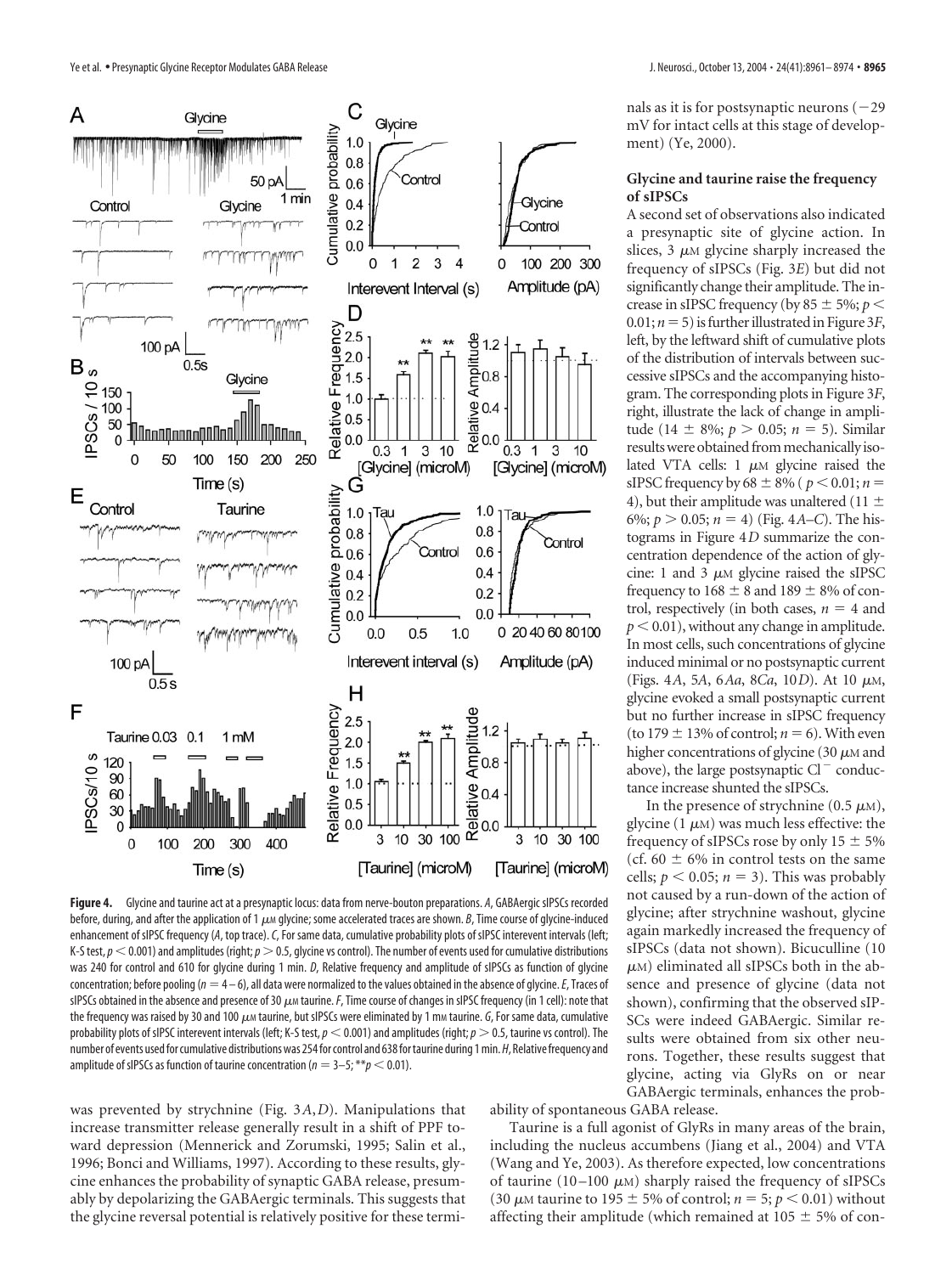**Figure 4.** Glycine and taurine act at a presynaptic locus: data from nerve-bouton preparations. *A*, GABAergic sIPSCs recorded before, during, and after the application of 1 μM glycine; some accelerated traces are shown. *B*, Time course of glycine-induced enhancement of sIPSC frequency (*A*, top trace). *C*, For same data, cumulative probability plots of sIPSC interevent intervals (left; K-S test, $p < 0.001$) and amplitudes (right; $p > 0.5$, glycine vs control). The number of events used for cumulative distributions was 240 for control and 610 for glycine during 1 min. *D*, Relative frequency and amplitude of sIPSCs as function of glycine concentration; before pooling ($n = 4$–$6$), all data were normalized to the values obtained in the absence of glycine. *E*, Traces of sIPSCs obtained in the absence and presence of 30 μM taurine. *F*, Time course of changes in sIPSC frequency (in 1 cell): note that the frequency was raised by 30 and 100 μM taurine, but sIPSCs were eliminated by 1 mM taurine. *G*, For same data, cumulative probability plots of sIPSC interevent intervals (left; K-S test, $p < 0.001$) and amplitudes (right; $p > 0.5$, taurine vs control). The number of events used for cumulative distributions was 254 for control and 638 for taurine during 1 min. *H*, Relative frequency and amplitude of sIPSCs as function of taurine concentration ($n = 3$–$5$; $^{**}p < 0.01$).

was prevented by strychnine (Fig. 3*A*,*D*). Manipulations that increase transmitter release generally result in a shift of PPF toward depression (Mennerick and Zorumski, 1995; Salin et al., 1996; Bonci and Williams, 1997). According to these results, glycine enhances the probability of synaptic GABA release, presumably by depolarizing the GABAergic terminals. This suggests that the glycine reversal potential is relatively positive for these terminals as it is for postsynaptic neurons (−29 mV for intact cells at this stage of development) (Ye, 2000).

### Glycine and taurine raise the frequency of sIPSCs

A second set of observations also indicated a presynaptic site of glycine action. In slices, 3 μM glycine sharply increased the frequency of sIPSCs (Fig. 3*E*) but did not significantly change their amplitude. The increase in sIPSC frequency (by 85 ± 5%; $p < 0.01$; $n = 5$) is further illustrated in Figure 3*F*, left, by the leftward shift of cumulative plots of the distribution of intervals between successive sIPSCs and the accompanying histogram. The corresponding plots in Figure 3*F*, right, illustrate the lack of change in amplitude (14 ± 8%; $p > 0.05$; $n = 5$). Similar results were obtained from mechanically isolated VTA cells: 1 μM glycine raised the sIPSC frequency by 68 ± 8% ($p < 0.01$; $n = 4$), but their amplitude was unaltered (11 ± 6%; $p > 0.05$; $n = 4$) (Fig. 4*A*–*C*). The histograms in Figure 4*D* summarize the concentration dependence of the action of glycine: 1 and 3 μM glycine raised the sIPSC frequency to 168 ± 8 and 189 ± 8% of control, respectively (in both cases, $n = 4$ and $p < 0.01$), without any change in amplitude. In most cells, such concentrations of glycine induced minimal or no postsynaptic current (Figs. 4*A*, 5*A*, 6*Aa*, 8*Ca*, 10*D*). At 10 μM, glycine evoked a small postsynaptic current but no further increase in sIPSC frequency (to 179 ± 13% of control; $n = 6$). With even higher concentrations of glycine (30 μM and above), the large postsynaptic $Cl^-$ conductance increase shunted the sIPSCs.

In the presence of strychnine (0.5 μM), glycine (1 μM) was much less effective: the frequency of sIPSCs rose by only 15 ± 5% (cf. 60 ± 6% in control tests on the same cells; $p < 0.05$; $n = 3$). This was probably not caused by a run-down of the action of glycine; after strychnine washout, glycine again markedly increased the frequency of sIPSCs (data not shown). Bicuculline (10 μM) eliminated all sIPSCs both in the absence and presence of glycine (data not shown), confirming that the observed sIPSCs were indeed GABAergic. Similar results were obtained from six other neurons. Together, these results suggest that glycine, acting via GlyRs on or near GABAergic terminals, enhances the probability of spontaneous GABA release.

Taurine is a full agonist of GlyRs in many areas of the brain, including the nucleus accumbens (Jiang et al., 2004) and VTA (Wang and Ye, 2003). As therefore expected, low concentrations of taurine (10–100 μM) sharply raised the frequency of sIPSCs (30 μM taurine to 195 ± 5% of control; $n = 5$; $p < 0.01$) without affecting their amplitude (which remained at 105 ± 5% of con-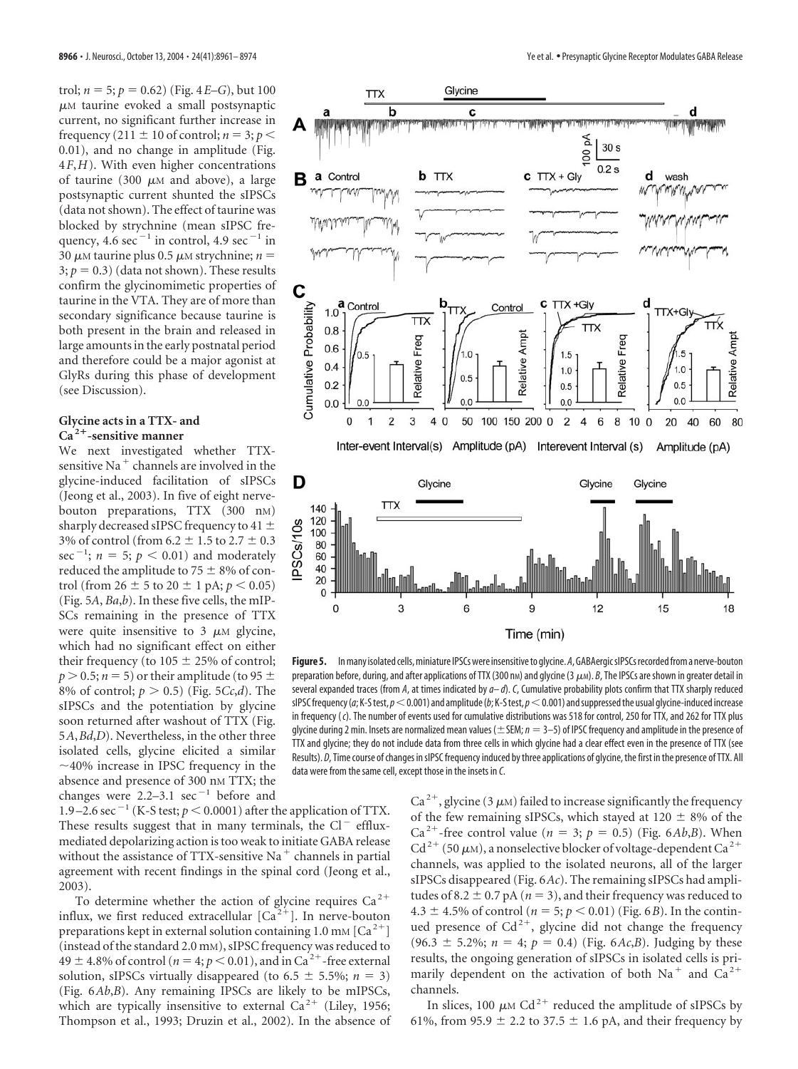trol; $n = 5$; $p = 0.62$) (Fig. 4*E–G*), but 100 μM taurine evoked a small postsynaptic current, no significant further increase in frequency (211 ± 10 of control; $n = 3$; $p < 0.01$), and no change in amplitude (Fig. 4*F,H*). With even higher concentrations of taurine (300 μM and above), a large postsynaptic current shunted the sIPSCs (data not shown). The effect of taurine was blocked by strychnine (mean sIPSC frequency, 4.6 $sec^{-1}$ in control, 4.9 $sec^{-1}$ in 30 μM taurine plus 0.5 μM strychnine; $n = 3$; $p = 0.3$) (data not shown). These results confirm the glycinomimetic properties of taurine in the VTA. They are of more than secondary significance because taurine is both present in the brain and released in large amounts in the early postnatal period and therefore could be a major agonist at GlyRs during this phase of development (see Discussion).

## Glycine acts in a TTX- and $Ca^{2+}$-sensitive manner

We next investigated whether TTX-sensitive $Na^+$ channels are involved in the glycine-induced facilitation of sIPSCs (Jeong et al., 2003). In five of eight nerve-bouton preparations, TTX (300 nM) sharply decreased sIPSC frequency to 41 ± 3% of control (from 6.2 ± 1.5 to 2.7 ± 0.3 $sec^{-1}$; $n = 5$; $p < 0.01$) and moderately reduced the amplitude to 75 ± 8% of control (from 26 ± 5 to 20 ± 1 pA; $p < 0.05$) (Fig. 5*A*, *Ba,b*). In these five cells, the mIPSCs remaining in the presence of TTX were quite insensitive to 3 μM glycine, which had no significant effect on either their frequency (to 105 ± 25% of control; $p > 0.5$; $n = 5$) or their amplitude (to 95 ± 8% of control; $p > 0.5$) (Fig. 5*Cc,d*). The sIPSCs and the potentiation by glycine soon returned after washout of TTX (Fig. 5*A*, *Bd*,*D*). Nevertheless, in the other three isolated cells, glycine elicited a similar ~40% increase in IPSC frequency in the absence and presence of 300 nM TTX; the changes were 2.2–3.1 $sec^{-1}$ before and 1.9–2.6 $sec^{-1}$ (K-S test; $p < 0.0001$) after the application of TTX. These results suggest that in many terminals, the $Cl^-$ efflux-mediated depolarizing action is too weak to initiate GABA release without the assistance of TTX-sensitive $Na^+$ channels in partial agreement with recent findings in the spinal cord (Jeong et al., 2003).

To determine whether the action of glycine requires $Ca^{2+}$ influx, we first reduced extracellular $[Ca^{2+}]$. In nerve-bouton preparations kept in external solution containing 1.0 mM $[Ca^{2+}]$ (instead of the standard 2.0 mM), sIPSC frequency was reduced to 49 ± 4.8% of control ($n = 4$; $p < 0.01$), and in $Ca^{2+}$-free external solution, sIPSCs virtually disappeared (to 6.5 ± 5.5%; $n = 3$) (Fig. 6*Ab*,*B*). Any remaining IPSCs are likely to be mIPSCs, which are typically insensitive to external $Ca^{2+}$ (Liley, 1956; Thompson et al., 1993; Druzin et al., 2002). In the absence of $Ca^{2+}$, glycine (3 μM) failed to increase significantly the frequency of the few remaining sIPSCs, which stayed at 120 ± 8% of the $Ca^{2+}$-free control value ($n = 3$; $p = 0.5$) (Fig. 6*Ab*,*B*). When $Cd^{2+}$ (50 μM), a nonselective blocker of voltage-dependent $Ca^{2+}$ channels, was applied to the isolated neurons, all of the larger sIPSCs disappeared (Fig. 6*Ac*). The remaining sIPSCs had amplitudes of 8.2 ± 0.7 pA ($n = 3$), and their frequency was reduced to 4.3 ± 4.5% of control ($n = 5$; $p < 0.01$) (Fig. 6*B*). In the continued presence of $Cd^{2+}$, glycine did not change the frequency (96.3 ± 5.2%; $n = 4$; $p = 0.4$) (Fig. 6*Ac*,*B*). Judging by these results, the ongoing generation of sIPSCs in isolated cells is primarily dependent on the activation of both $Na^+$ and $Ca^{2+}$ channels.

In slices, 100 μM $Cd^{2+}$ reduced the amplitude of sIPSCs by 61%, from 95.9 ± 2.2 to 37.5 ± 1.6 pA, and their frequency by

**Figure 5.** In many isolated cells, miniature IPSCs were insensitive to glycine. *A*, GABAergic sIPSCs recorded from a nerve-bouton preparation before, during, and after applications of TTX (300 nM) and glycine (3 μM). *B*, The IPSCs are shown in greater detail in several expanded traces (from *A*, at times indicated by *a–d*). *C*, Cumulative probability plots confirm that TTX sharply reduced sIPSC frequency (*a*; K-S test, $p < 0.001$) and amplitude (*b*; K-S test, $p < 0.001$) and suppressed the usual glycine-induced increase in frequency (*c*). The number of events used for cumulative distributions was 518 for control, 250 for TTX, and 262 for TTX plus glycine during 2 min. Insets are normalized mean values (±SEM; $n = 3–5$) of IPSC frequency and amplitude in the presence of TTX and glycine; they do not include data from three cells in which glycine had a clear effect even in the presence of TTX (see Results). *D*, Time course of changes in sIPSC frequency induced by three applications of glycine, the first in the presence of TTX. All data were from the same cell, except those in the insets in *C*.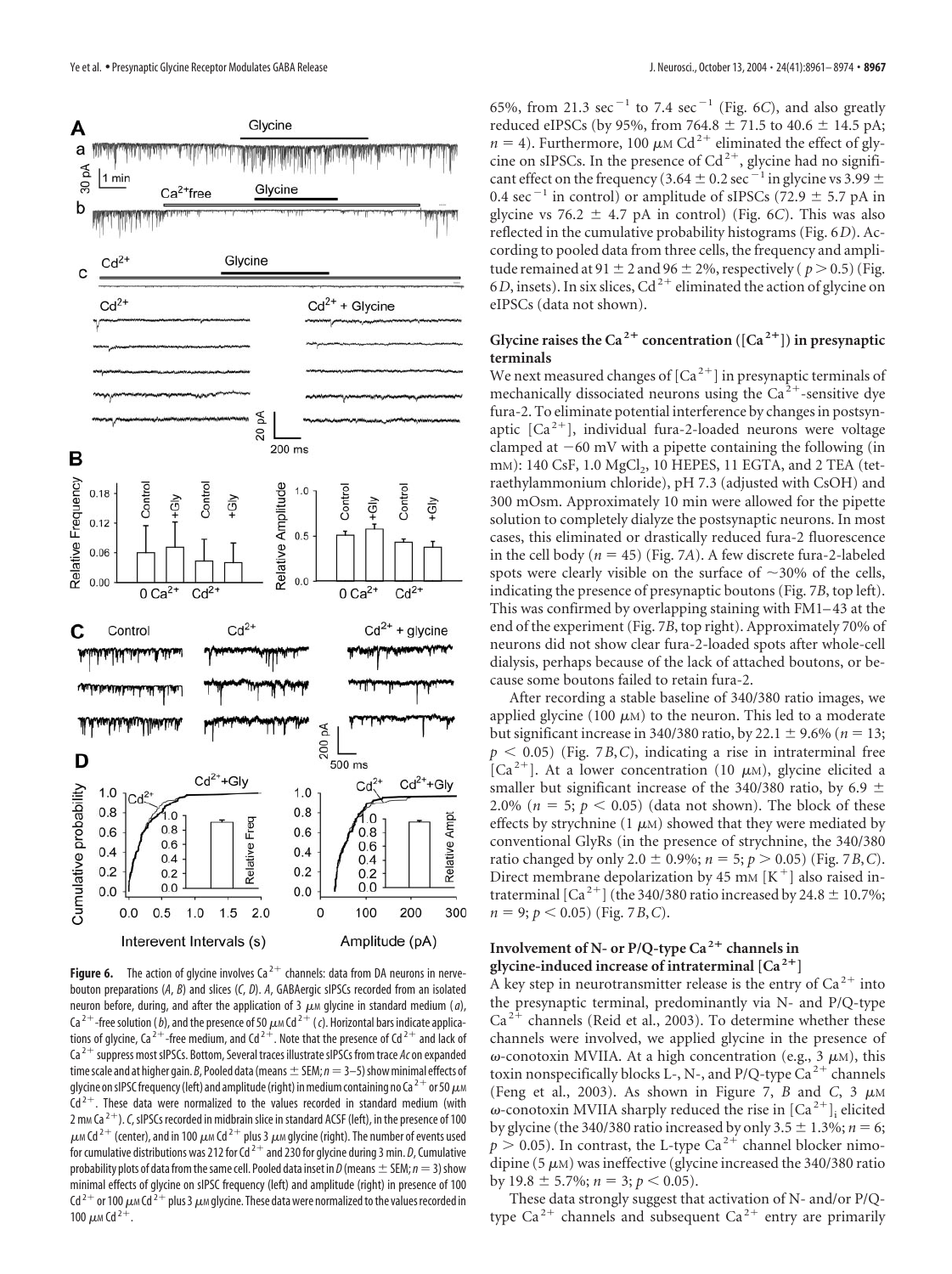**Figure 6.** The action of glycine involves $Ca^{2+}$ channels: data from DA neurons in nerve-bouton preparations (*A*, *B*) and slices (*C*, *D*). *A*, GABAergic sIPSCs recorded from an isolated neuron before, during, and after the application of 3 $\mu$M glycine in standard medium (*a*), $Ca^{2+}$-free solution (*b*), and the presence of 50 $\mu$M $Cd^{2+}$ (*c*). Horizontal bars indicate applications of glycine, $Ca^{2+}$-free medium, and $Cd^{2+}$. Note that the presence of $Cd^{2+}$ and lack of $Ca^{2+}$ suppress most sIPSCs. Bottom, Several traces illustrate sIPSCs from trace *Ac* on expanded time scale and at higher gain. *B*, Pooled data (means ± SEM; $n = 3$–5) show minimal effects of glycine on sIPSC frequency (left) and amplitude (right) in medium containing no $Ca^{2+}$ or 50 $\mu$M $Cd^{2+}$. These data were normalized to the values recorded in standard medium (with 2 mM $Ca^{2+}$). *C*, sIPSCs recorded in midbrain slice in standard ACSF (left), in the presence of 100 $\mu$M $Cd^{2+}$ (center), and in 100 $\mu$M $Cd^{2+}$ plus 3 $\mu$M glycine (right). The number of events used for cumulative distributions was 212 for $Cd^{2+}$ and 230 for glycine during 3 min. *D*, Cumulative probability plots of data from the same cell. Pooled data inset in *D* (means ± SEM; $n = 3$) show minimal effects of glycine on sIPSC frequency (left) and amplitude (right) in presence of 100 $Cd^{2+}$ or 100 $\mu$M $Cd^{2+}$ plus 3 $\mu$M glycine. These data were normalized to the values recorded in 100 $\mu$M $Cd^{2+}$.

65%, from 21.3 $sec^{-1}$ to 7.4 $sec^{-1}$ (Fig. 6*C*), and also greatly reduced eIPSCs (by 95%, from 764.8 ± 71.5 to 40.6 ± 14.5 pA; $n = 4$). Furthermore, 100 $\mu$M $Cd^{2+}$ eliminated the effect of glycine on sIPSCs. In the presence of $Cd^{2+}$, glycine had no significant effect on the frequency (3.64 ± 0.2 $sec^{-1}$ in glycine vs 3.99 ± 0.4 $sec^{-1}$ in control) or amplitude of sIPSCs (72.9 ± 5.7 pA in glycine vs 76.2 ± 4.7 pA in control) (Fig. 6*C*). This was also reflected in the cumulative probability histograms (Fig. 6*D*). According to pooled data from three cells, the frequency and amplitude remained at 91 ± 2 and 96 ± 2%, respectively ($p > 0.5$) (Fig. 6*D*, insets). In six slices, $Cd^{2+}$ eliminated the action of glycine on eIPSCs (data not shown).

### Glycine raises the $Ca^{2+}$ concentration ($[Ca^{2+}]$) in presynaptic terminals

We next measured changes of $[Ca^{2+}]$ in presynaptic terminals of mechanically dissociated neurons using the $Ca^{2+}$-sensitive dye fura-2. To eliminate potential interference by changes in postsynaptic $[Ca^{2+}]$, individual fura-2-loaded neurons were voltage clamped at −60 mV with a pipette containing the following (in mM): 140 CsF, 1.0 $MgCl_2$, 10 HEPES, 11 EGTA, and 2 TEA (tetraethylammonium chloride), pH 7.3 (adjusted with CsOH) and 300 mOsm. Approximately 10 min were allowed for the pipette solution to completely dialyze the postsynaptic neurons. In most cases, this eliminated or drastically reduced fura-2 fluorescence in the cell body ($n = 45$) (Fig. 7*A*). A few discrete fura-2-labeled spots were clearly visible on the surface of ~30% of the cells, indicating the presence of presynaptic boutons (Fig. 7*B*, top left). This was confirmed by overlapping staining with FM1–43 at the end of the experiment (Fig. 7*B*, top right). Approximately 70% of neurons did not show clear fura-2-loaded spots after whole-cell dialysis, perhaps because of the lack of attached boutons, or because some boutons failed to retain fura-2.

After recording a stable baseline of 340/380 ratio images, we applied glycine (100 $\mu$M) to the neuron. This led to a moderate but significant increase in 340/380 ratio, by 22.1 ± 9.6% ($n = 13$; $p < 0.05$) (Fig. 7*B*,*C*), indicating a rise in intraterminal free $[Ca^{2+}]$. At a lower concentration (10 $\mu$M), glycine elicited a smaller but significant increase of the 340/380 ratio, by 6.9 ± 2.0% ($n = 5$; $p < 0.05$) (data not shown). The block of these effects by strychnine (1 $\mu$M) showed that they were mediated by conventional GlyRs (in the presence of strychnine, the 340/380 ratio changed by only 2.0 ± 0.9%; $n = 5$; $p > 0.05$) (Fig. 7*B*,*C*). Direct membrane depolarization by 45 mM $[K^+]$ also raised intraterminal $[Ca^{2+}]$ (the 340/380 ratio increased by 24.8 ± 10.7%; $n = 9$; $p < 0.05$) (Fig. 7*B*,*C*).

### Involvement of N- or P/Q-type $Ca^{2+}$ channels in glycine-induced increase of intraterminal $[Ca^{2+}]$

A key step in neurotransmitter release is the entry of $Ca^{2+}$ into the presynaptic terminal, predominantly via N- and P/Q-type $Ca^{2+}$ channels (Reid et al., 2003). To determine whether these channels were involved, we applied glycine in the presence of ω-conotoxin MVIIA. At a high concentration (e.g., 3 $\mu$M), this toxin nonspecifically blocks L-, N-, and P/Q-type $Ca^{2+}$ channels (Feng et al., 2003). As shown in Figure 7, *B* and *C*, 3 $\mu$M ω-conotoxin MVIIA sharply reduced the rise in $[Ca^{2+}]_i$ elicited by glycine (the 340/380 ratio increased by only 3.5 ± 1.3%; $n = 6$; $p > 0.05$). In contrast, the L-type $Ca^{2+}$ channel blocker nimodipine (5 $\mu$M) was ineffective (glycine increased the 340/380 ratio by 19.8 ± 5.7%; $n = 3$; $p < 0.05$).

These data strongly suggest that activation of N- and/or P/Q-type $Ca^{2+}$ channels and subsequent $Ca^{2+}$ entry are primarily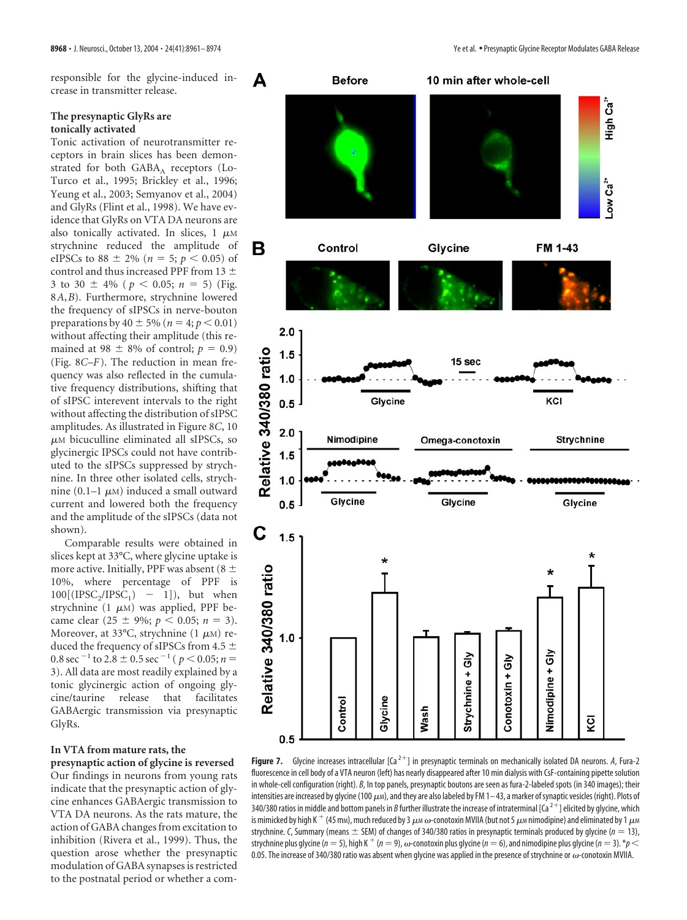responsible for the glycine-induced increase in transmitter release.

### The presynaptic GlyRs are tonically activated

Tonic activation of neurotransmitter receptors in brain slices has been demonstrated for both $GABA_A$ receptors (LoTurco et al., 1995; Brickley et al., 1996; Yeung et al., 2003; Semyanov et al., 2004) and GlyRs (Flint et al., 1998). We have evidence that GlyRs on VTA DA neurons are also tonically activated. In slices, 1 μM strychnine reduced the amplitude of eIPSCs to 88 ± 2% ($n = 5$; $p < 0.05$) of control and thus increased PPF from 13 ± 3 to 30 ± 4% ($p < 0.05$; $n = 5$) (Fig. 8*A*,*B*). Furthermore, strychnine lowered the frequency of sIPSCs in nerve-bouton preparations by 40 ± 5% ($n = 4$; $p < 0.01$) without affecting their amplitude (this remained at 98 ± 8% of control; $p = 0.9$) (Fig. 8*C*–*F*). The reduction in mean frequency was also reflected in the cumulative frequency distributions, shifting that of sIPSC interevent intervals to the right without affecting the distribution of sIPSC amplitudes. As illustrated in Figure 8*C*, 10 μM bicuculline eliminated all sIPSCs, so glycinergic IPSCs could not have contributed to the sIPSCs suppressed by strychnine. In three other isolated cells, strychnine (0.1–1 μM) induced a small outward current and lowered both the frequency and the amplitude of the sIPSCs (data not shown).

Comparable results were obtained in slices kept at 33°C, where glycine uptake is more active. Initially, PPF was absent (8 ± 10%, where percentage of PPF is $100[(IPSC_2/IPSC_1) - 1]$), but when strychnine (1 μM) was applied, PPF became clear (25 ± 9%; $p < 0.05$; $n = 3$). Moreover, at 33°C, strychnine (1 μM) reduced the frequency of sIPSCs from 4.5 ± 0.8 $sec^{-1}$ to 2.8 ± 0.5 $sec^{-1}$ ($p < 0.05$; $n = 3$). All data are most readily explained by a tonic glycinergic action of ongoing glycine/taurine release that facilitates GABAergic transmission via presynaptic GlyRs.

### In VTA from mature rats, the presynaptic action of glycine is reversed

Our findings in neurons from young rats indicate that the presynaptic action of glycine enhances GABAergic transmission to VTA DA neurons. As the rats mature, the action of GABA changes from excitation to inhibition (Rivera et al., 1999). Thus, the question arose whether the presynaptic modulation of GABA synapses is restricted to the postnatal period or whether a com-

**Figure 7.** Glycine increases intracellular $[Ca^{2+}]$ in presynaptic terminals on mechanically isolated DA neurons. *A*, Fura-2 fluorescence in cell body of a VTA neuron (left) has nearly disappeared after 10 min dialysis with CsF-containing pipette solution in whole-cell configuration (right). *B*, In top panels, presynaptic boutons are seen as fura-2-labeled spots (in 340 images); their intensities are increased by glycine (100 μM), and they are also labeled by FM 1–43, a marker of synaptic vesicles (right). Plots of 340/380 ratios in middle and bottom panels in *B* further illustrate the increase of intraterminal $[Ca^{2+}]$ elicited by glycine, which is mimicked by high $K^+$ (45 mM), much reduced by 3 μM ω-conotoxin MVIIA (but not 5 μM nimodipine) and eliminated by 1 μM strychnine. *C*, Summary (means ± SEM) of changes of 340/380 ratios in presynaptic terminals produced by glycine ($n = 13$), strychnine plus glycine ($n = 5$), high $K^+$ ($n = 9$), ω-conotoxin plus glycine ($n = 6$), and nimodipine plus glycine ($n = 3$). *$p < 0.05$. The increase of 340/380 ratio was absent when glycine was applied in the presence of strychnine or ω-conotoxin MVIIA.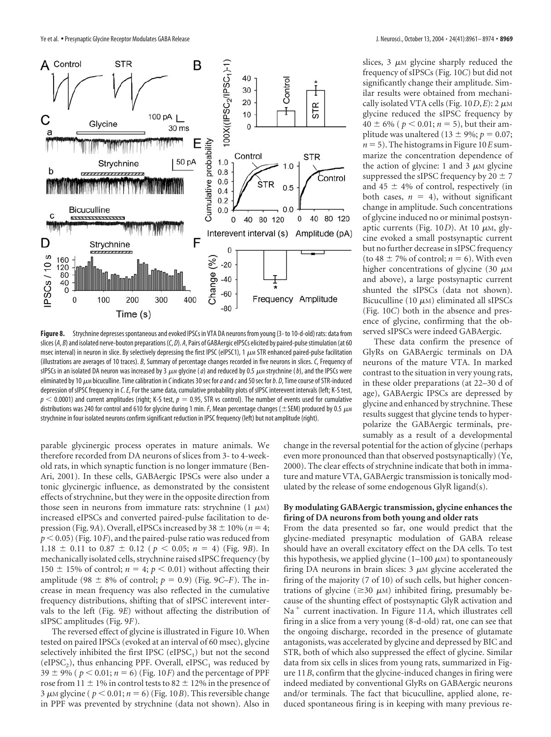**Figure 8.** Strychnine depresses spontaneous and evoked IPSCs in VTA DA neurons from young (3- to 10-d-old) rats: data from slices (*A*, *B*) and isolated nerve-bouton preparations (*C*, *D*). *A*, Pairs of GABAergic eIPSCs elicited by paired-pulse stimulation (at 60 msec interval) in neuron in slice. By selectively depressing the first IPSC (eIPSC1), 1 μM STR enhanced paired-pulse facilitation (illustrations are averages of 10 traces). *B*, Summary of percentage changes recorded in five neurons in slices. *C*, Frequency of sIPSCs in an isolated DA neuron was increased by 3 μM glycine (*a*) and reduced by 0.5 μM strychnine (*b*), and the IPSCs were eliminated by 10 μM bicuculline. Time calibration in *C* indicates 30 sec for *a* and *c* and 50 sec for *b*. *D*, Time course of STR-induced depression of sIPSC frequency in *C*. *E*, For the same data, cumulative probability plots of sIPSC interevent intervals (left; K-S test, $p < 0.0001$) and current amplitudes (right; K-S test, $p = 0.95$, STR vs control). The number of events used for cumulative distributions was 240 for control and 610 for glycine during 1 min. *F*, Mean percentage changes (±SEM) produced by 0.5 μM strychnine in four isolated neurons confirm significant reduction in IPSC frequency (left) but not amplitude (right).

parable glycinergic process operates in mature animals. We therefore recorded from DA neurons of slices from 3- to 4-week-old rats, in which synaptic function is no longer immature (Ben-Ari, 2001). In these cells, GABAergic IPSCs were also under a tonic glycinergic influence, as demonstrated by the consistent effects of strychnine, but they were in the opposite direction from those seen in neurons from immature rats: strychnine (1 μM) increased eIPSCs and converted paired-pulse facilitation to depression (Fig. 9*A*). Overall, eIPSCs increased by 38 ± 10% ($n = 4$; $p < 0.05$) (Fig. 10*F*), and the paired-pulse ratio was reduced from 1.18 ± 0.11 to 0.87 ± 0.12 ($p < 0.05$; $n = 4$) (Fig. 9*B*). In mechanically isolated cells, strychnine raised sIPSC frequency (by 150 ± 15% of control; $n = 4$; $p < 0.01$) without affecting their amplitude (98 ± 8% of control; $p = 0.9$) (Fig. 9*C–F*). The increase in mean frequency was also reflected in the cumulative frequency distributions, shifting that of sIPSC interevent intervals to the left (Fig. 9*E*) without affecting the distribution of sIPSC amplitudes (Fig. 9*F*).

The reversed effect of glycine is illustrated in Figure 10. When tested on paired IPSCs (evoked at an interval of 60 msec), glycine selectively inhibited the first IPSC ($eIPSC_1$) but not the second ($eIPSC_2$), thus enhancing PPF. Overall, $eIPSC_1$ was reduced by 39 ± 9% ($p < 0.01$; $n = 6$) (Fig. 10*F*) and the percentage of PPF rose from 11 ± 1% in control tests to 82 ± 12% in the presence of 3 μM glycine ($p < 0.01$; $n = 6$) (Fig. 10*B*). This reversible change in PPF was prevented by strychnine (data not shown). Also in slices, 3 μM glycine sharply reduced the frequency of sIPSCs (Fig. 10*C*) but did not significantly change their amplitude. Similar results were obtained from mechanically isolated VTA cells (Fig. 10*D*,*E*): 2 μM glycine reduced the sIPSC frequency by 40 ± 6% ($p < 0.01$; $n = 5$), but their amplitude was unaltered (13 ± 9%; $p = 0.07$; $n = 5$). The histograms in Figure 10*E* summarize the concentration dependence of the action of glycine: 1 and 3 μM glycine suppressed the sIPSC frequency by 20 ± 7 and 45 ± 4% of control, respectively (in both cases, $n = 4$), without significant change in amplitude. Such concentrations of glycine induced no or minimal postsynaptic currents (Fig. 10*D*). At 10 μM, glycine evoked a small postsynaptic current but no further decrease in sIPSC frequency (to 48 ± 7% of control; $n = 6$). With even higher concentrations of glycine (30 μM and above), a large postsynaptic current shunted the sIPSCs (data not shown). Bicuculline (10 μM) eliminated all sIPSCs (Fig. 10*C*) both in the absence and presence of glycine, confirming that the observed sIPSCs were indeed GABAergic.

These data confirm the presence of GlyRs on GABAergic terminals on DA neurons of the mature VTA. In marked contrast to the situation in very young rats, in these older preparations (at 22–30 d of age), GABAergic IPSCs are depressed by glycine and enhanced by strychnine. These results suggest that glycine tends to hyperpolarize the GABAergic terminals, presumably as a result of a developmental change in the reversal potential for the action of glycine (perhaps even more pronounced than that observed postsynaptically) (Ye, 2000). The clear effects of strychnine indicate that both in immature and mature VTA, GABAergic transmission is tonically modulated by the release of some endogenous GlyR ligand(s).

### By modulating GABAergic transmission, glycine enhances the firing of DA neurons from both young and older rats

From the data presented so far, one would predict that the glycine-mediated presynaptic modulation of GABA release should have an overall excitatory effect on the DA cells. To test this hypothesis, we applied glycine (1–100 μM) to spontaneously firing DA neurons in brain slices: 3 μM glycine accelerated the firing of the majority (7 of 10) of such cells, but higher concentrations of glycine (≥30 μM) inhibited firing, presumably because of the shunting effect of postsynaptic GlyR activation and $Na^+$ current inactivation. In Figure 11*A*, which illustrates cell firing in a slice from a very young (8-d-old) rat, one can see that the ongoing discharge, recorded in the presence of glutamate antagonists, was accelerated by glycine and depressed by BIC and STR, both of which also suppressed the effect of glycine. Similar data from six cells in slices from young rats, summarized in Figure 11*B*, confirm that the glycine-induced changes in firing were indeed mediated by conventional GlyRs on GABAergic neurons and/or terminals. The fact that bicuculline, applied alone, reduced spontaneous firing is in keeping with many previous re-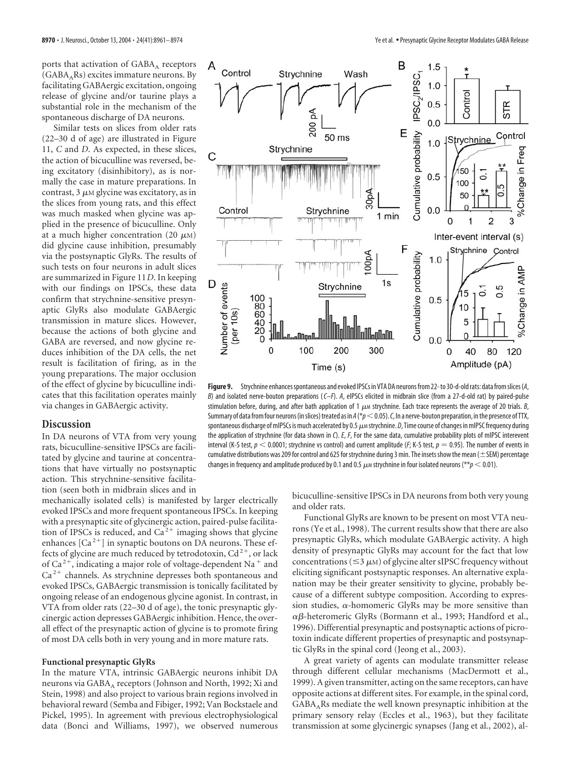ports that activation of $GABA_A$ receptors ($GABA_A$Rs) excites immature neurons. By facilitating GABAergic excitation, ongoing release of glycine and/or taurine plays a substantial role in the mechanism of the spontaneous discharge of DA neurons.

Similar tests on slices from older rats (22–30 d of age) are illustrated in Figure 11, *C* and *D*. As expected, in these slices, the action of bicuculline was reversed, being excitatory (disinhibitory), as is normally the case in mature preparations. In contrast, 3 $\mu$M glycine was excitatory, as in the slices from young rats, and this effect was much masked when glycine was applied in the presence of bicuculline. Only at a much higher concentration (20 $\mu$M) did glycine cause inhibition, presumably via the postsynaptic GlyRs. The results of such tests on four neurons in adult slices are summarized in Figure 11*D*. In keeping with our findings on IPSCs, these data confirm that strychnine-sensitive presynaptic GlyRs also modulate GABAergic transmission in mature slices. However, because the actions of both glycine and GABA are reversed, and now glycine reduces inhibition of the DA cells, the net result is facilitation of firing, as in the young preparations. The major occlusion of the effect of glycine by bicuculline indicates that this facilitation operates mainly via changes in GABAergic activity.

**Figure 9.** Strychnine enhances spontaneous and evoked IPSCs in VTA DA neurons from 22- to 30-d-old rats: data from slices (*A*, *B*) and isolated nerve-bouton preparations (*C–F*). *A*, eIPSCs elicited in midbrain slice (from a 27-d-old rat) by paired-pulse stimulation before, during, and after bath application of 1 $\mu$M strychnine. Each trace represents the average of 20 trials. *B*, Summary of data from four neurons (in slices) treated as in *A* (*$p < 0.05$). *C*, In a nerve-bouton preparation, in the presence of TTX, spontaneous discharge of mIPSCs is much accelerated by 0.5 $\mu$M strychnine. *D*, Time course of changes in mIPSC frequency during the application of strychnine (for data shown in *C*). *E*, *F*, For the same data, cumulative probability plots of mIPSC interevent interval (K-S test, $p < 0.0001$; strychnine vs control) and current amplitude (*F*; K-S test, $p = 0.95$). The number of events in cumulative distributions was 209 for control and 625 for strychnine during 3 min. The insets show the mean (±SEM) percentage changes in frequency and amplitude produced by 0.1 and 0.5 $\mu$M strychnine in four isolated neurons (**$p < 0.01$).

## Discussion

In DA neurons of VTA from very young rats, bicuculline-sensitive IPSCs are facilitated by glycine and taurine at concentrations that have virtually no postsynaptic action. This strychnine-sensitive facilitation (seen both in midbrain slices and in mechanically isolated cells) is manifested by larger electrically evoked IPSCs and more frequent spontaneous IPSCs. In keeping with a presynaptic site of glycinergic action, paired-pulse facilitation of IPSCs is reduced, and $Ca^{2+}$ imaging shows that glycine enhances $[Ca^{2+}]$ in synaptic boutons on DA neurons. These effects of glycine are much reduced by tetrodotoxin, $Cd^{2+}$, or lack of $Ca^{2+}$, indicating a major role of voltage-dependent $Na^+$ and $Ca^{2+}$ channels. As strychnine depresses both spontaneous and evoked IPSCs, GABAergic transmission is tonically facilitated by ongoing release of an endogenous glycine agonist. In contrast, in VTA from older rats (22–30 d of age), the tonic presynaptic glycinergic action depresses GABAergic inhibition. Hence, the overall effect of the presynaptic action of glycine is to promote firing of most DA cells both in very young and in more mature rats.

### Functional presynaptic GlyRs

In the mature VTA, intrinsic GABAergic neurons inhibit DA neurons via $GABA_A$ receptors (Johnson and North, 1992; Xi and Stein, 1998) and also project to various brain regions involved in behavioral reward (Semba and Fibiger, 1992; Van Bockstaele and Pickel, 1995). In agreement with previous electrophysiological data (Bonci and Williams, 1997), we observed numerous bicuculline-sensitive IPSCs in DA neurons from both very young and older rats.

Functional GlyRs are known to be present on most VTA neurons (Ye et al., 1998). The current results show that there are also presynaptic GlyRs, which modulate GABAergic activity. A high density of presynaptic GlyRs may account for the fact that low concentrations (≤3 $\mu$M) of glycine alter sIPSC frequency without eliciting significant postsynaptic responses. An alternative explanation may be their greater sensitivity to glycine, probably because of a different subtype composition. According to expression studies, $\alpha$-homomeric GlyRs may be more sensitive than $\alpha\beta$-heteromeric GlyRs (Bormann et al., 1993; Handford et al., 1996). Differential presynaptic and postsynaptic actions of picrotoxin indicate different properties of presynaptic and postsynaptic GlyRs in the spinal cord (Jeong et al., 2003).

A great variety of agents can modulate transmitter release through different cellular mechanisms (MacDermott et al., 1999). A given transmitter, acting on the same receptors, can have opposite actions at different sites. For example, in the spinal cord, $GABA_A$Rs mediate the well known presynaptic inhibition at the primary sensory relay (Eccles et al., 1963), but they facilitate transmission at some glycinergic synapses (Jang et al., 2002), al-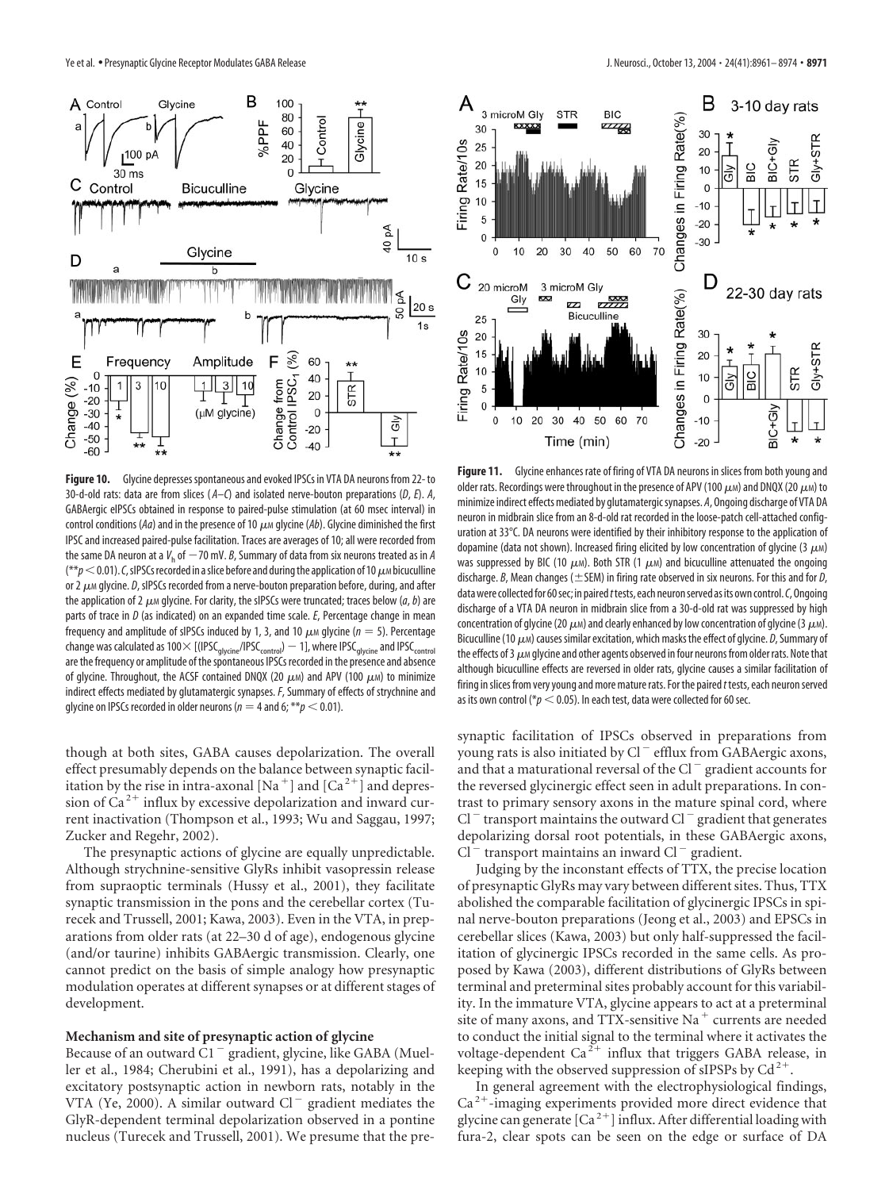**Figure 10.** Glycine depresses spontaneous and evoked IPSCs in VTA DA neurons from 22- to 30-d-old rats: data are from slices (*A–C*) and isolated nerve-bouton preparations (*D*, *E*). *A*, GABAergic eIPSCs obtained in response to paired-pulse stimulation (at 60 msec interval) in control conditions (*Aa*) and in the presence of 10 $\mu$M glycine (*Ab*). Glycine diminished the first IPSC and increased paired-pulse facilitation. Traces are averages of 10; all were recorded from the same DA neuron at a $V_h$ of −70 mV. *B*, Summary of data from six neurons treated as in *A* (**$p < 0.01$). *C*, sIPSCs recorded in a slice before and during the application of 10 $\mu$M bicuculline or 2 $\mu$M glycine. *D*, sIPSCs recorded from a nerve-bouton preparation before, during, and after the application of 2 $\mu$M glycine. For clarity, the sIPSCs were truncated; traces below (*a*, *b*) are parts of trace in *D* (as indicated) on an expanded time scale. *E*, Percentage change in mean frequency and amplitude of sIPSCs induced by 1, 3, and 10 $\mu$M glycine ($n = 5$). Percentage change was calculated as $100\times [(\text{IPSC}_{\text{glycine}}/\text{IPSC}_{\text{control}}) - 1]$, where $\text{IPSC}_{\text{glycine}}$ and $\text{IPSC}_{\text{control}}$ are the frequency or amplitude of the spontaneous IPSCs recorded in the presence and absence of glycine. Throughout, the ACSF contained DNQX (20 $\mu$M) and APV (100 $\mu$M) to minimize indirect effects mediated by glutamatergic synapses. *F*, Summary of effects of strychnine and glycine on IPSCs recorded in older neurons ($n = 4$ and 6; **$p < 0.01$).

**Figure 11.** Glycine enhances rate of firing of VTA DA neurons in slices from both young and older rats. Recordings were throughout in the presence of APV (100 $\mu$M) and DNQX (20 $\mu$M) to minimize indirect effects mediated by glutamatergic synapses. *A*, Ongoing discharge of VTA DA neuron in midbrain slice from an 8-d-old rat recorded in the loose-patch cell-attached configuration at 33°C. DA neurons were identified by their inhibitory response to the application of dopamine (data not shown). Increased firing elicited by low concentration of glycine (3 $\mu$M) was suppressed by BIC (10 $\mu$M). Both STR (1 $\mu$M) and bicuculline attenuated the ongoing discharge. *B*, Mean changes (±SEM) in firing rate observed in six neurons. For this and for *D*, data were collected for 60 sec; in paired *t* tests, each neuron served as its own control. *C*, Ongoing discharge of a VTA DA neuron in midbrain slice from a 30-d-old rat was suppressed by high concentration of glycine (20 $\mu$M) and clearly enhanced by low concentration of glycine (3 $\mu$M). Bicuculline (10 $\mu$M) causes similar excitation, which masks the effect of glycine. *D*, Summary of the effects of 3 $\mu$M glycine and other agents observed in four neurons from older rats. Note that although bicuculline effects are reversed in older rats, glycine causes a similar facilitation of firing in slices from very young and more mature rats. For the paired *t* tests, each neuron served as its own control (*$p < 0.05$). In each test, data were collected for 60 sec.

though at both sites, GABA causes depolarization. The overall effect presumably depends on the balance between synaptic facilitation by the rise in intra-axonal $[Na^+]$ and $[Ca^{2+}]$ and depression of $Ca^{2+}$ influx by excessive depolarization and inward current inactivation (Thompson et al., 1993; Wu and Saggau, 1997; Zucker and Regehr, 2002).

The presynaptic actions of glycine are equally unpredictable. Although strychnine-sensitive GlyRs inhibit vasopressin release from supraoptic terminals (Hussy et al., 2001), they facilitate synaptic transmission in the pons and the cerebellar cortex (Turecek and Trussell, 2001; Kawa, 2003). Even in the VTA, in preparations from older rats (at 22–30 d of age), endogenous glycine (and/or taurine) inhibits GABAergic transmission. Clearly, one cannot predict on the basis of simple analogy how presynaptic modulation operates at different synapses or at different stages of development.

#### Mechanism and site of presynaptic action of glycine

Because of an outward $Cl^-$ gradient, glycine, like GABA (Mueller et al., 1984; Cherubini et al., 1991), has a depolarizing and excitatory postsynaptic action in newborn rats, notably in the VTA (Ye, 2000). A similar outward $Cl^-$ gradient mediates the GlyR-dependent terminal depolarization observed in a pontine nucleus (Turecek and Trussell, 2001). We presume that the presynaptic facilitation of IPSCs observed in preparations from young rats is also initiated by $Cl^-$ efflux from GABAergic axons, and that a maturational reversal of the $Cl^-$ gradient accounts for the reversed glycinergic effect seen in adult preparations. In contrast to primary sensory axons in the mature spinal cord, where $Cl^-$ transport maintains the outward $Cl^-$ gradient that generates depolarizing dorsal root potentials, in these GABAergic axons, $Cl^-$ transport maintains an inward $Cl^-$ gradient.

Judging by the inconstant effects of TTX, the precise location of presynaptic GlyRs may vary between different sites. Thus, TTX abolished the comparable facilitation of glycinergic IPSCs in spinal nerve-bouton preparations (Jeong et al., 2003) and EPSCs in cerebellar slices (Kawa, 2003) but only half-suppressed the facilitation of glycinergic IPSCs recorded in the same cells. As proposed by Kawa (2003), different distributions of GlyRs between terminal and preterminal sites probably account for this variability. In the immature VTA, glycine appears to act at a preterminal site of many axons, and TTX-sensitive $Na^+$ currents are needed to conduct the initial signal to the terminal where it activates the voltage-dependent $Ca^{2+}$ influx that triggers GABA release, in keeping with the observed suppression of sIPSPs by $Cd^{2+}$.

In general agreement with the electrophysiological findings, $Ca^{2+}$-imaging experiments provided more direct evidence that glycine can generate $[Ca^{2+}]$ influx. After differential loading with fura-2, clear spots can be seen on the edge or surface of DA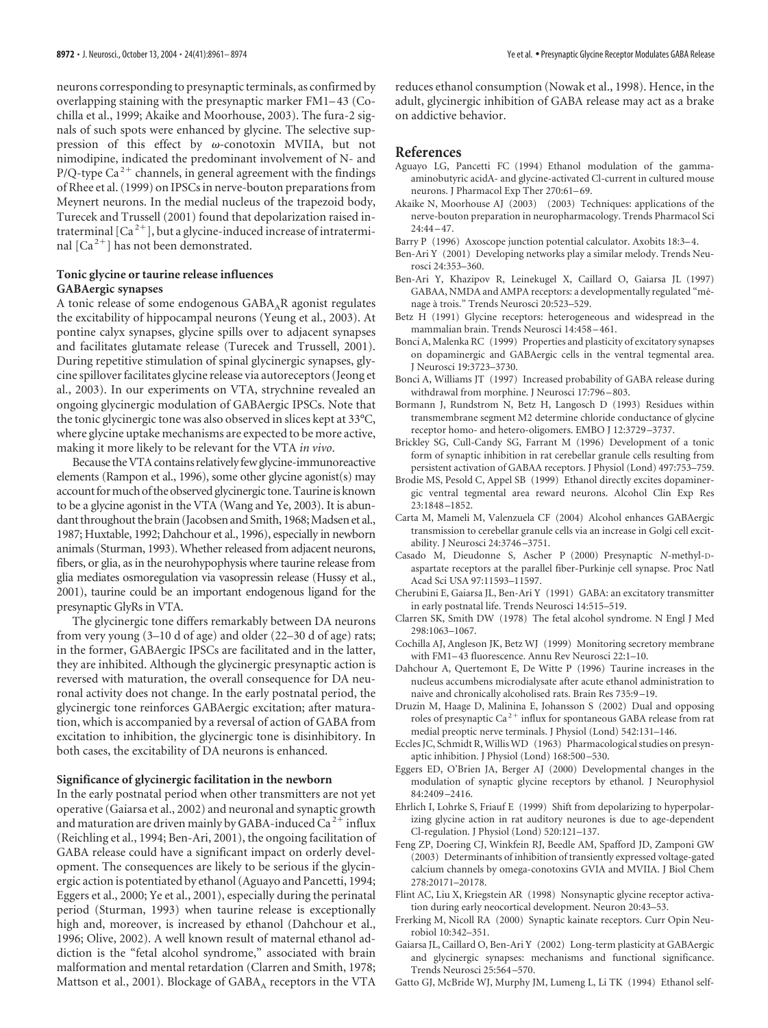neurons corresponding to presynaptic terminals, as confirmed by overlapping staining with the presynaptic marker FM1–43 (Cochilla et al., 1999; Akaike and Moorhouse, 2003). The fura-2 signals of such spots were enhanced by glycine. The selective suppression of this effect by ω-conotoxin MVIIA, but not nimodipine, indicated the predominant involvement of N- and P/Q-type $Ca^{2+}$ channels, in general agreement with the findings of Rhee et al. (1999) on IPSCs in nerve-bouton preparations from Meynert neurons. In the medial nucleus of the trapezoid body, Turecek and Trussell (2001) found that depolarization raised intraterminal $[Ca^{2+}]$, but a glycine-induced increase of intraterminal $[Ca^{2+}]$ has not been demonstrated.

### Tonic glycine or taurine release influences GABAergic synapses

A tonic release of some endogenous $GABA_AR$ agonist regulates the excitability of hippocampal neurons (Yeung et al., 2003). At pontine calyx synapses, glycine spills over to adjacent synapses and facilitates glutamate release (Turecek and Trussell, 2001). During repetitive stimulation of spinal glycinergic synapses, glycine spillover facilitates glycine release via autoreceptors (Jeong et al., 2003). In our experiments on VTA, strychnine revealed an ongoing glycinergic modulation of GABAergic IPSCs. Note that the tonic glycinergic tone was also observed in slices kept at 33°C, where glycine uptake mechanisms are expected to be more active, making it more likely to be relevant for the VTA *in vivo*.

Because the VTA contains relatively few glycine-immunoreactive elements (Rampon et al., 1996), some other glycine agonist(s) may account for much of the observed glycinergic tone. Taurine is known to be a glycine agonist in the VTA (Wang and Ye, 2003). It is abundant throughout the brain (Jacobsen and Smith, 1968; Madsen et al., 1987; Huxtable, 1992; Dahchour et al., 1996), especially in newborn animals (Sturman, 1993). Whether released from adjacent neurons, fibers, or glia, as in the neurohypophysis where taurine release from glia mediates osmoregulation via vasopressin release (Hussy et al., 2001), taurine could be an important endogenous ligand for the presynaptic GlyRs in VTA.

The glycinergic tone differs remarkably between DA neurons from very young (3–10 d of age) and older (22–30 d of age) rats; in the former, GABAergic IPSCs are facilitated and in the latter, they are inhibited. Although the glycinergic presynaptic action is reversed with maturation, the overall consequence for DA neuronal activity does not change. In the early postnatal period, the glycinergic tone reinforces GABAergic excitation; after maturation, which is accompanied by a reversal of action of GABA from excitation to inhibition, the glycinergic tone is disinhibitory. In both cases, the excitability of DA neurons is enhanced.

### Significance of glycinergic facilitation in the newborn

In the early postnatal period when other transmitters are not yet operative (Gaiarsa et al., 2002) and neuronal and synaptic growth and maturation are driven mainly by GABA-induced $Ca^{2+}$ influx (Reichling et al., 1994; Ben-Ari, 2001), the ongoing facilitation of GABA release could have a significant impact on orderly development. The consequences are likely to be serious if the glycinergic action is potentiated by ethanol (Aguayo and Pancetti, 1994; Eggers et al., 2000; Ye et al., 2001), especially during the perinatal period (Sturman, 1993) when taurine release is exceptionally high and, moreover, is increased by ethanol (Dahchour et al., 1996; Olive, 2002). A well known result of maternal ethanol addiction is the "fetal alcohol syndrome," associated with brain malformation and mental retardation (Clarren and Smith, 1978; Mattson et al., 2001). Blockage of $GABA_A$ receptors in the VTA reduces ethanol consumption (Nowak et al., 1998). Hence, in the adult, glycinergic inhibition of GABA release may act as a brake on addictive behavior.

## References

Aguayo LG, Pancetti FC (1994) Ethanol modulation of the gamma-aminobutyric acidA- and glycine-activated Cl-current in cultured mouse neurons. J Pharmacol Exp Ther 270:61–69.

Akaike N, Moorhouse AJ (2003) (2003) Techniques: applications of the nerve-bouton preparation in neuropharmacology. Trends Pharmacol Sci 24:44–47.

Barry P (1996) Axoscope junction potential calculator. Axobits 18:3–4.

Ben-Ari Y (2001) Developing networks play a similar melody. Trends Neurosci 24:353–360.

Ben-Ari Y, Khazipov R, Leinekugel X, Caillard O, Gaiarsa JL (1997) GABAA, NMDA and AMPA receptors: a developmentally regulated "ménage à trois." Trends Neurosci 20:523–529.

Betz H (1991) Glycine receptors: heterogeneous and widespread in the mammalian brain. Trends Neurosci 14:458–461.

Bonci A, Malenka RC (1999) Properties and plasticity of excitatory synapses on dopaminergic and GABAergic cells in the ventral tegmental area. J Neurosci 19:3723–3730.

Bonci A, Williams JT (1997) Increased probability of GABA release during withdrawal from morphine. J Neurosci 17:796–803.

Bormann J, Rundstrom N, Betz H, Langosch D (1993) Residues within transmembrane segment M2 determine chloride conductance of glycine receptor homo- and hetero-oligomers. EMBO J 12:3729–3737.

Brickley SG, Cull-Candy SG, Farrant M (1996) Development of a tonic form of synaptic inhibition in rat cerebellar granule cells resulting from persistent activation of GABAA receptors. J Physiol (Lond) 497:753–759.

Brodie MS, Pesold C, Appel SB (1999) Ethanol directly excites dopaminergic ventral tegmental area reward neurons. Alcohol Clin Exp Res 23:1848–1852.

Carta M, Mameli M, Valenzuela CF (2004) Alcohol enhances GABAergic transmission to cerebellar granule cells via an increase in Golgi cell excitability. J Neurosci 24:3746–3751.

Casado M, Dieudonne S, Ascher P (2000) Presynaptic *N*-methyl-D-aspartate receptors at the parallel fiber-Purkinje cell synapse. Proc Natl Acad Sci USA 97:11593–11597.

Cherubini E, Gaiarsa JL, Ben-Ari Y (1991) GABA: an excitatory transmitter in early postnatal life. Trends Neurosci 14:515–519.

Clarren SK, Smith DW (1978) The fetal alcohol syndrome. N Engl J Med 298:1063–1067.

Cochilla AJ, Angleson JK, Betz WJ (1999) Monitoring secretory membrane with FM1–43 fluorescence. Annu Rev Neurosci 22:1–10.

Dahchour A, Quertemont E, De Witte P (1996) Taurine increases in the nucleus accumbens microdialysate after acute ethanol administration to naive and chronically alcoholised rats. Brain Res 735:9–19.

Druzin M, Haage D, Malinina E, Johansson S (2002) Dual and opposing roles of presynaptic $Ca^{2+}$ influx for spontaneous GABA release from rat medial preoptic nerve terminals. J Physiol (Lond) 542:131–146.

Eccles JC, Schmidt R, Willis WD (1963) Pharmacological studies on presynaptic inhibition. J Physiol (Lond) 168:500–530.

Eggers ED, O'Brien JA, Berger AJ (2000) Developmental changes in the modulation of synaptic glycine receptors by ethanol. J Neurophysiol 84:2409–2416.

Ehrlich I, Lohrke S, Friauf E (1999) Shift from depolarizing to hyperpolarizing glycine action in rat auditory neurones is due to age-dependent Cl-regulation. J Physiol (Lond) 520:121–137.

Feng ZP, Doering CJ, Winkfein RJ, Beedle AM, Spafford JD, Zamponi GW (2003) Determinants of inhibition of transiently expressed voltage-gated calcium channels by omega-conotoxins GVIA and MVIIA. J Biol Chem 278:20171–20178.

Flint AC, Liu X, Kriegstein AR (1998) Nonsynaptic glycine receptor activation during early neocortical development. Neuron 20:43–53.

Frerking M, Nicoll RA (2000) Synaptic kainate receptors. Curr Opin Neurobiol 10:342–351.

Gaiarsa JL, Caillard O, Ben-Ari Y (2002) Long-term plasticity at GABAergic and glycinergic synapses: mechanisms and functional significance. Trends Neurosci 25:564–570.

Gatto GJ, McBride WJ, Murphy JM, Lumeng L, Li TK (1994) Ethanol self-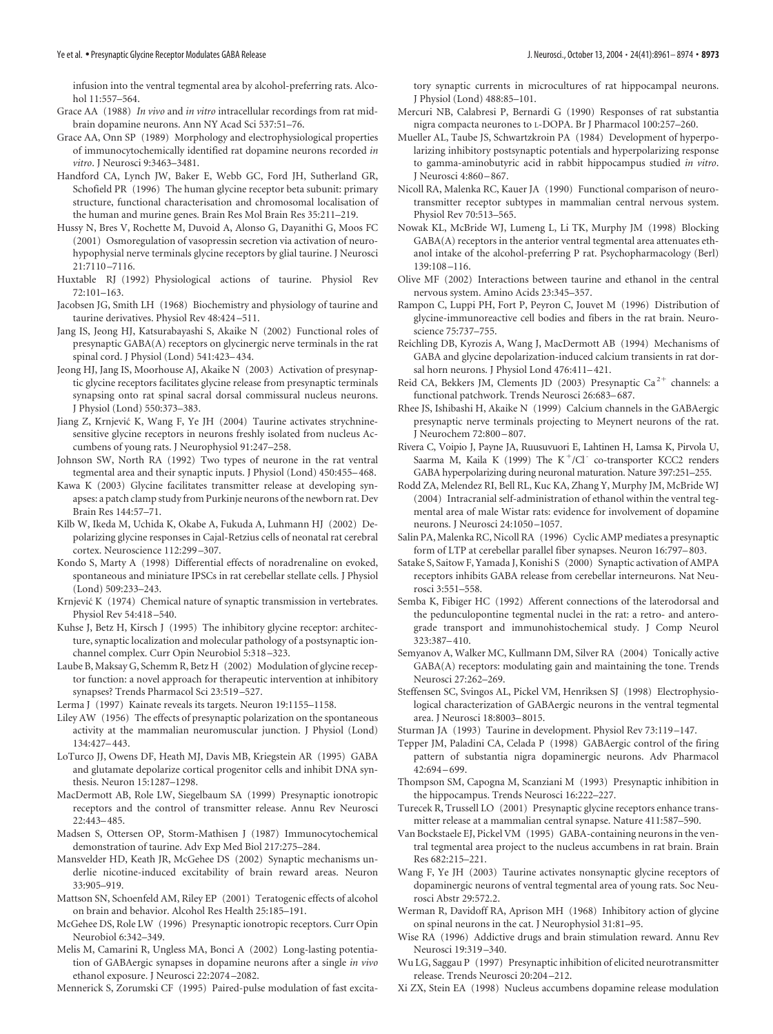infusion into the ventral tegmental area by alcohol-preferring rats. Alcohol 11:557–564.

Grace AA (1988) *In vivo* and *in vitro* intracellular recordings from rat midbrain dopamine neurons. Ann NY Acad Sci 537:51–76.

Grace AA, Onn SP (1989) Morphology and electrophysiological properties of immunocytochemically identified rat dopamine neurons recorded *in vitro*. J Neurosci 9:3463–3481.

Handford CA, Lynch JW, Baker E, Webb GC, Ford JH, Sutherland GR, Schofield PR (1996) The human glycine receptor beta subunit: primary structure, functional characterisation and chromosomal localisation of the human and murine genes. Brain Res Mol Brain Res 35:211–219.

Hussy N, Bres V, Rochette M, Duvoid A, Alonso G, Dayanithi G, Moos FC (2001) Osmoregulation of vasopressin secretion via activation of neurohypophysial nerve terminals glycine receptors by glial taurine. J Neurosci 21:7110–7116.

Huxtable RJ (1992) Physiological actions of taurine. Physiol Rev 72:101–163.

Jacobsen JG, Smith LH (1968) Biochemistry and physiology of taurine and taurine derivatives. Physiol Rev 48:424–511.

Jang IS, Jeong HJ, Katsurabayashi S, Akaike N (2002) Functional roles of presynaptic GABA(A) receptors on glycinergic nerve terminals in the rat spinal cord. J Physiol (Lond) 541:423–434.

Jeong HJ, Jang IS, Moorhouse AJ, Akaike N (2003) Activation of presynaptic glycine receptors facilitates glycine release from presynaptic terminals synapsing onto rat spinal sacral dorsal commissural nucleus neurons. J Physiol (Lond) 550:373–383.

Jiang Z, Krnjević K, Wang F, Ye JH (2004) Taurine activates strychnine-sensitive glycine receptors in neurons freshly isolated from nucleus Accumbens of young rats. J Neurophysiol 91:247–258.

Johnson SW, North RA (1992) Two types of neurone in the rat ventral tegmental area and their synaptic inputs. J Physiol (Lond) 450:455–468.

Kawa K (2003) Glycine facilitates transmitter release at developing synapses: a patch clamp study from Purkinje neurons of the newborn rat. Dev Brain Res 144:57–71.

Kilb W, Ikeda M, Uchida K, Okabe A, Fukuda A, Luhmann HJ (2002) Depolarizing glycine responses in Cajal-Retzius cells of neonatal rat cerebral cortex. Neuroscience 112:299–307.

Kondo S, Marty A (1998) Differential effects of noradrenaline on evoked, spontaneous and miniature IPSCs in rat cerebellar stellate cells. J Physiol (Lond) 509:233–243.

Krnjević K (1974) Chemical nature of synaptic transmission in vertebrates. Physiol Rev 54:418–540.

Kuhse J, Betz H, Kirsch J (1995) The inhibitory glycine receptor: architecture, synaptic localization and molecular pathology of a postsynaptic ion-channel complex. Curr Opin Neurobiol 5:318–323.

Laube B, Maksay G, Schemm R, Betz H (2002) Modulation of glycine receptor function: a novel approach for therapeutic intervention at inhibitory synapses? Trends Pharmacol Sci 23:519–527.

Lerma J (1997) Kainate reveals its targets. Neuron 19:1155–1158.

Liley AW (1956) The effects of presynaptic polarization on the spontaneous activity at the mammalian neuromuscular junction. J Physiol (Lond) 134:427–443.

LoTurco JJ, Owens DF, Heath MJ, Davis MB, Kriegstein AR (1995) GABA and glutamate depolarize cortical progenitor cells and inhibit DNA synthesis. Neuron 15:1287–1298.

MacDermott AB, Role LW, Siegelbaum SA (1999) Presynaptic ionotropic receptors and the control of transmitter release. Annu Rev Neurosci 22:443–485.

Madsen S, Ottersen OP, Storm-Mathisen J (1987) Immunocytochemical demonstration of taurine. Adv Exp Med Biol 217:275–284.

Mansvelder HD, Keath JR, McGehee DS (2002) Synaptic mechanisms underlie nicotine-induced excitability of brain reward areas. Neuron 33:905–919.

Mattson SN, Schoenfeld AM, Riley EP (2001) Teratogenic effects of alcohol on brain and behavior. Alcohol Res Health 25:185–191.

McGehee DS, Role LW (1996) Presynaptic ionotropic receptors. Curr Opin Neurobiol 6:342–349.

Melis M, Camarini R, Ungless MA, Bonci A (2002) Long-lasting potentiation of GABAergic synapses in dopamine neurons after a single *in vivo* ethanol exposure. J Neurosci 22:2074–2082.

Mennerick S, Zorumski CF (1995) Paired-pulse modulation of fast excitatory synaptic currents in microcultures of rat hippocampal neurons. J Physiol (Lond) 488:85–101.

Mercuri NB, Calabresi P, Bernardi G (1990) Responses of rat substantia nigra compacta neurones to L-DOPA. Br J Pharmacol 100:257–260.

Mueller AL, Taube JS, Schwartzkroin PA (1984) Development of hyperpolarizing inhibitory postsynaptic potentials and hyperpolarizing response to gamma-aminobutyric acid in rabbit hippocampus studied *in vitro*. J Neurosci 4:860–867.

Nicoll RA, Malenka RC, Kauer JA (1990) Functional comparison of neurotransmitter receptor subtypes in mammalian central nervous system. Physiol Rev 70:513–565.

Nowak KL, McBride WJ, Lumeng L, Li TK, Murphy JM (1998) Blocking GABA(A) receptors in the anterior ventral tegmental area attenuates ethanol intake of the alcohol-preferring P rat. Psychopharmacology (Berl) 139:108–116.

Olive MF (2002) Interactions between taurine and ethanol in the central nervous system. Amino Acids 23:345–357.

Rampon C, Luppi PH, Fort P, Peyron C, Jouvet M (1996) Distribution of glycine-immunoreactive cell bodies and fibers in the rat brain. Neuroscience 75:737–755.

Reichling DB, Kyrozis A, Wang J, MacDermott AB (1994) Mechanisms of GABA and glycine depolarization-induced calcium transients in rat dorsal horn neurons. J Physiol Lond 476:411–421.

Reid CA, Bekkers JM, Clements JD (2003) Presynaptic $Ca^{2+}$ channels: a functional patchwork. Trends Neurosci 26:683–687.

Rhee JS, Ishibashi H, Akaike N (1999) Calcium channels in the GABAergic presynaptic nerve terminals projecting to Meynert neurons of the rat. J Neurochem 72:800–807.

Rivera C, Voipio J, Payne JA, Ruusuvuori E, Lahtinen H, Lamsa K, Pirvola U, Saarma M, Kaila K (1999) The $K^+/Cl^-$ co-transporter KCC2 renders GABA hyperpolarizing during neuronal maturation. Nature 397:251–255.

Rodd ZA, Melendez RI, Bell RL, Kuc KA, Zhang Y, Murphy JM, McBride WJ (2004) Intracranial self-administration of ethanol within the ventral tegmental area of male Wistar rats: evidence for involvement of dopamine neurons. J Neurosci 24:1050–1057.

Salin PA, Malenka RC, Nicoll RA (1996) Cyclic AMP mediates a presynaptic form of LTP at cerebellar parallel fiber synapses. Neuron 16:797–803.

Satake S, Saitow F, Yamada J, Konishi S (2000) Synaptic activation of AMPA receptors inhibits GABA release from cerebellar interneurons. Nat Neurosci 3:551–558.

Semba K, Fibiger HC (1992) Afferent connections of the laterodorsal and the pedunculopontine tegmental nuclei in the rat: a retro- and antero-grade transport and immunohistochemical study. J Comp Neurol 323:387–410.

Semyanov A, Walker MC, Kullmann DM, Silver RA (2004) Tonically active GABA(A) receptors: modulating gain and maintaining the tone. Trends Neurosci 27:262–269.

Steffensen SC, Svingos AL, Pickel VM, Henriksen SJ (1998) Electrophysiological characterization of GABAergic neurons in the ventral tegmental area. J Neurosci 18:8003–8015.

Sturman JA (1993) Taurine in development. Physiol Rev 73:119–147.

Tepper JM, Paladini CA, Celada P (1998) GABAergic control of the firing pattern of substantia nigra dopaminergic neurons. Adv Pharmacol 42:694–699.

Thompson SM, Capogna M, Scanziani M (1993) Presynaptic inhibition in the hippocampus. Trends Neurosci 16:222–227.

Turecek R, Trussell LO (2001) Presynaptic glycine receptors enhance transmitter release at a mammalian central synapse. Nature 411:587–590.

Van Bockstaele EJ, Pickel VM (1995) GABA-containing neurons in the ventral tegmental area project to the nucleus accumbens in rat brain. Brain Res 682:215–221.

Wang F, Ye JH (2003) Taurine activates nonsynaptic glycine receptors of dopaminergic neurons of ventral tegmental area of young rats. Soc Neurosci Abstr 29:572.2.

Werman R, Davidoff RA, Aprison MH (1968) Inhibitory action of glycine on spinal neurons in the cat. J Neurophysiol 31:81–95.

Wise RA (1996) Addictive drugs and brain stimulation reward. Annu Rev Neurosci 19:319–340.

Wu LG, Saggau P (1997) Presynaptic inhibition of elicited neurotransmitter release. Trends Neurosci 20:204–212.

Xi ZX, Stein EA (1998) Nucleus accumbens dopamine release modulation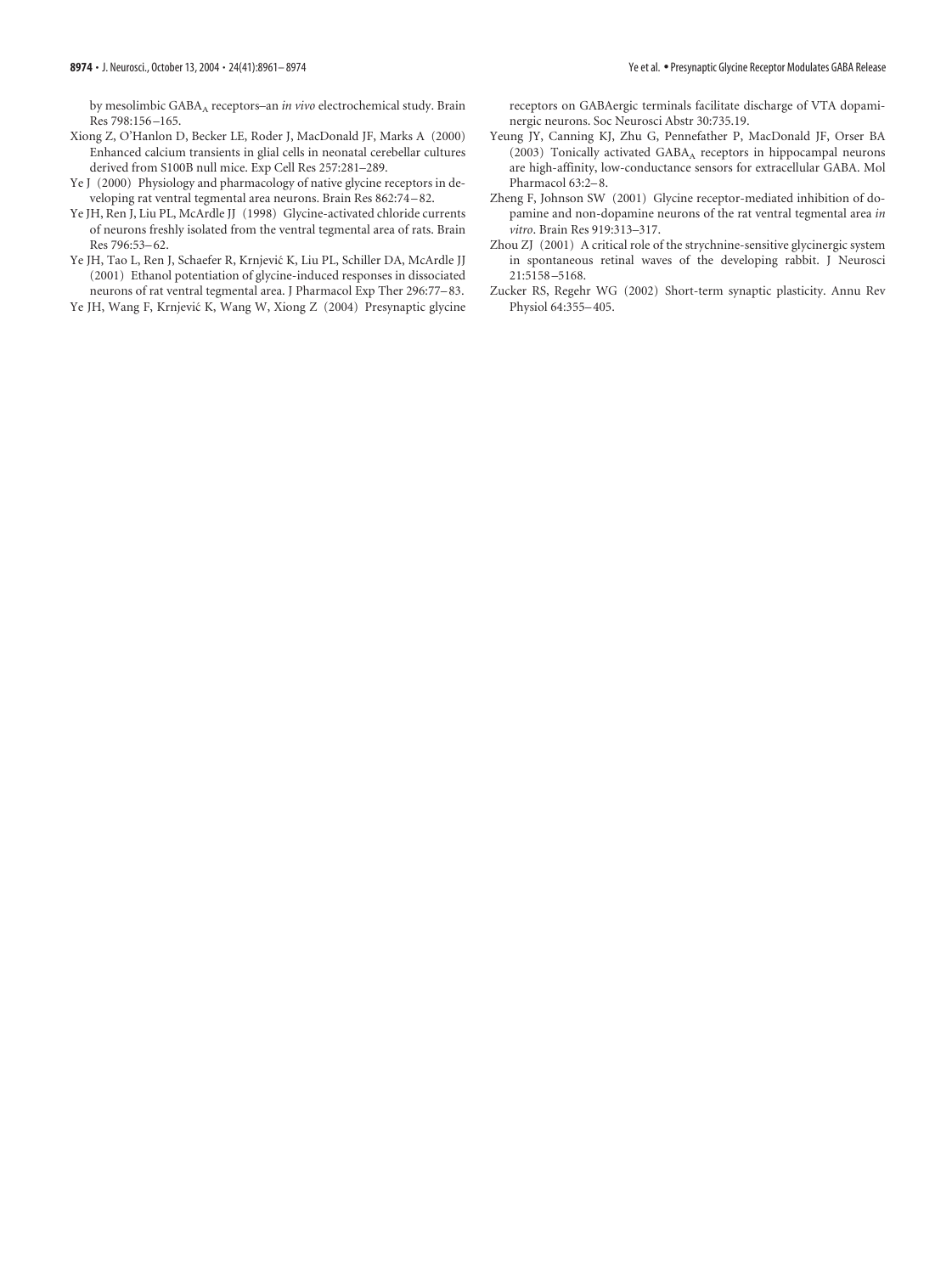by mesolimbic $GABA_A$ receptors–an *in vivo* electrochemical study. Brain Res 798:156–165.

Xiong Z, O'Hanlon D, Becker LE, Roder J, MacDonald JF, Marks A (2000) Enhanced calcium transients in glial cells in neonatal cerebellar cultures derived from S100B null mice. Exp Cell Res 257:281–289.

Ye J (2000) Physiology and pharmacology of native glycine receptors in developing rat ventral tegmental area neurons. Brain Res 862:74–82.

Ye JH, Ren J, Liu PL, McArdle JJ (1998) Glycine-activated chloride currents of neurons freshly isolated from the ventral tegmental area of rats. Brain Res 796:53–62.

Ye JH, Tao L, Ren J, Schaefer R, Krnjević K, Liu PL, Schiller DA, McArdle JJ (2001) Ethanol potentiation of glycine-induced responses in dissociated neurons of rat ventral tegmental area. J Pharmacol Exp Ther 296:77–83.

Ye JH, Wang F, Krnjević K, Wang W, Xiong Z (2004) Presynaptic glycine receptors on GABAergic terminals facilitate discharge of VTA dopaminergic neurons. Soc Neurosci Abstr 30:735.19.

Yeung JY, Canning KJ, Zhu G, Pennefather P, MacDonald JF, Orser BA (2003) Tonically activated $GABA_A$ receptors in hippocampal neurons are high-affinity, low-conductance sensors for extracellular GABA. Mol Pharmacol 63:2–8.

Zheng F, Johnson SW (2001) Glycine receptor-mediated inhibition of dopamine and non-dopamine neurons of the rat ventral tegmental area *in vitro*. Brain Res 919:313–317.

Zhou ZJ (2001) A critical role of the strychnine-sensitive glycinergic system in spontaneous retinal waves of the developing rabbit. J Neurosci 21:5158–5168.

Zucker RS, Regehr WG (2002) Short-term synaptic plasticity. Annu Rev Physiol 64:355–405.